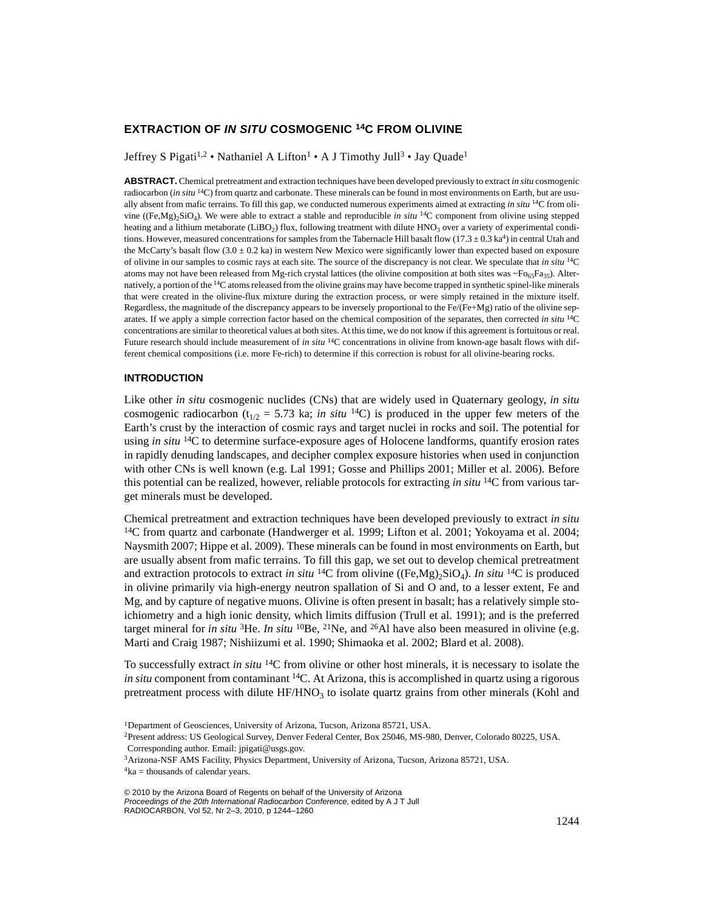# EXTRACTION OF *IN SITU* COSMOGENIC $^{14}C$ FROM OLIVINE

Jeffrey S Pigati[1,2] • Nathaniel A Lifton[1] • A J Timothy Jull[3] • Jay Quade[1]

**ABSTRACT.** Chemical pretreatment and extraction techniques have been developed previously to extract *in situ* cosmogenic radiocarbon (*in situ* $^{14}C$) from quartz and carbonate. These minerals can be found in most environments on Earth, but are usually absent from mafic terrains. To fill this gap, we conducted numerous experiments aimed at extracting *in situ* $^{14}C$ from olivine ($(Fe,Mg)_2SiO_4$). We were able to extract a stable and reproducible *in situ* $^{14}C$ component from olivine using stepped heating and a lithium metaborate ($LiBO_2$) flux, following treatment with dilute $HNO_3$ over a variety of experimental conditions. However, measured concentrations for samples from the Tabernacle Hill basalt flow (17.3 ± 0.3 ka[4]) in central Utah and the McCarty's basalt flow (3.0 ± 0.2 ka) in western New Mexico were significantly lower than expected based on exposure of olivine in our samples to cosmic rays at each site. The source of the discrepancy is not clear. We speculate that *in situ* $^{14}C$ atoms may not have been released from Mg-rich crystal lattices (the olivine composition at both sites was ~$Fo_{65}Fa_{35}$). Alternatively, a portion of the $^{14}C$ atoms released from the olivine grains may have become trapped in synthetic spinel-like minerals that were created in the olivine-flux mixture during the extraction process, or were simply retained in the mixture itself. Regardless, the magnitude of the discrepancy appears to be inversely proportional to the Fe/(Fe+Mg) ratio of the olivine separates. If we apply a simple correction factor based on the chemical composition of the separates, then corrected *in situ* $^{14}C$ concentrations are similar to theoretical values at both sites. At this time, we do not know if this agreement is fortuitous or real. Future research should include measurement of *in situ* $^{14}C$ concentrations in olivine from known-age basalt flows with different chemical compositions (i.e. more Fe-rich) to determine if this correction is robust for all olivine-bearing rocks.

## INTRODUCTION

Like other *in situ* cosmogenic nuclides (CNs) that are widely used in Quaternary geology, *in situ* cosmogenic radiocarbon ($t_{1/2}$ = 5.73 ka; *in situ* $^{14}C$) is produced in the upper few meters of the Earth's crust by the interaction of cosmic rays and target nuclei in rocks and soil. The potential for using *in situ* $^{14}C$ to determine surface-exposure ages of Holocene landforms, quantify erosion rates in rapidly denuding landscapes, and decipher complex exposure histories when used in conjunction with other CNs is well known (e.g. Lal 1991; Gosse and Phillips 2001; Miller et al. 2006). Before this potential can be realized, however, reliable protocols for extracting *in situ* $^{14}C$ from various target minerals must be developed.

Chemical pretreatment and extraction techniques have been developed previously to extract *in situ* $^{14}C$ from quartz and carbonate (Handwerger et al. 1999; Lifton et al. 2001; Yokoyama et al. 2004; Naysmith 2007; Hippe et al. 2009). These minerals can be found in most environments on Earth, but are usually absent from mafic terrains. To fill this gap, we set out to develop chemical pretreatment and extraction protocols to extract *in situ* $^{14}C$ from olivine ($(Fe,Mg)_2SiO_4$). *In situ* $^{14}C$ is produced in olivine primarily via high-energy neutron spallation of Si and O and, to a lesser extent, Fe and Mg, and by capture of negative muons. Olivine is often present in basalt; has a relatively simple stoichiometry and a high ionic density, which limits diffusion (Trull et al. 1991); and is the preferred target mineral for *in situ* $^{3}He$. *In situ* $^{10}Be$, $^{21}Ne$, and $^{26}Al$ have also been measured in olivine (e.g. Marti and Craig 1987; Nishiizumi et al. 1990; Shimaoka et al. 2002; Blard et al. 2008).

To successfully extract *in situ* $^{14}C$ from olivine or other host minerals, it is necessary to isolate the *in situ* component from contaminant $^{14}C$. At Arizona, this is accomplished in quartz using a rigorous pretreatment process with dilute $HF/HNO_3$ to isolate quartz grains from other minerals (Kohl and

[1]Department of Geosciences, University of Arizona, Tucson, Arizona 85721, USA.
[2]Present address: US Geological Survey, Denver Federal Center, Box 25046, MS-980, Denver, Colorado 80225, USA. Corresponding author. Email: jpigati@usgs.gov.
[3]Arizona-NSF AMS Facility, Physics Department, University of Arizona, Tucson, Arizona 85721, USA.
[4]ka = thousands of calendar years.

© 2010 by the Arizona Board of Regents on behalf of the University of Arizona
*Proceedings of the 20th International Radiocarbon Conference,* edited by A J T Jull
RADIOCARBON, Vol 52, Nr 2–3, 2010, p 1244–1260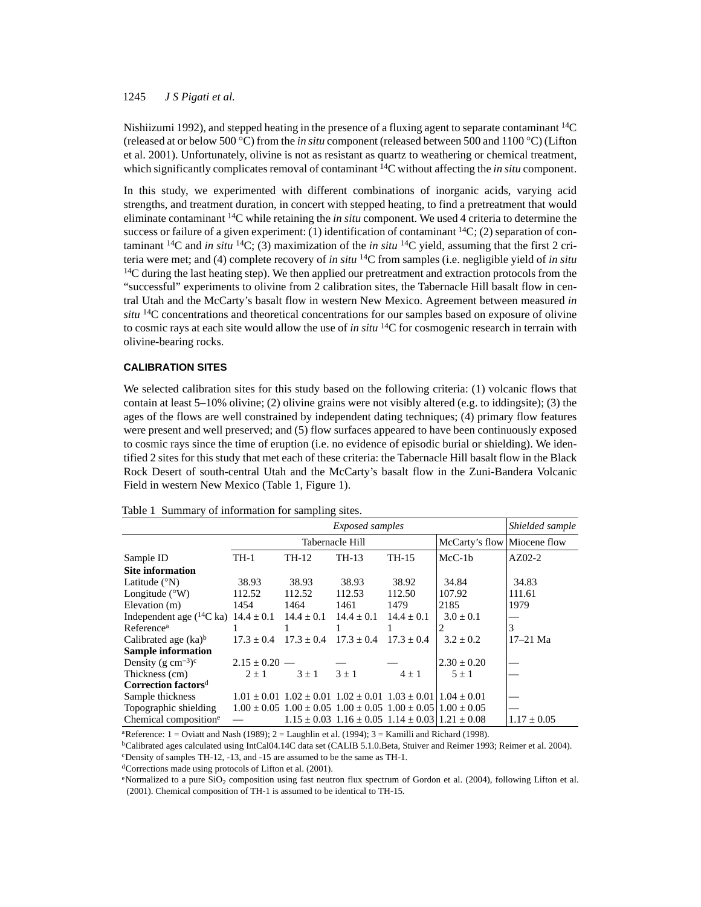Nishiizumi 1992), and stepped heating in the presence of a fluxing agent to separate contaminant $^{14}C$ (released at or below 500 °C) from the *in situ* component (released between 500 and 1100 °C) (Lifton et al. 2001). Unfortunately, olivine is not as resistant as quartz to weathering or chemical treatment, which significantly complicates removal of contaminant $^{14}C$ without affecting the *in situ* component.

In this study, we experimented with different combinations of inorganic acids, varying acid strengths, and treatment duration, in concert with stepped heating, to find a pretreatment that would eliminate contaminant $^{14}C$ while retaining the *in situ* component. We used 4 criteria to determine the success or failure of a given experiment: (1) identification of contaminant $^{14}C$; (2) separation of contaminant $^{14}C$ and *in situ* $^{14}C$; (3) maximization of the *in situ* $^{14}C$ yield, assuming that the first 2 criteria were met; and (4) complete recovery of *in situ* $^{14}C$ from samples (i.e. negligible yield of *in situ* $^{14}C$ during the last heating step). We then applied our pretreatment and extraction protocols from the "successful" experiments to olivine from 2 calibration sites, the Tabernacle Hill basalt flow in central Utah and the McCarty's basalt flow in western New Mexico. Agreement between measured *in situ* $^{14}C$ concentrations and theoretical concentrations for our samples based on exposure of olivine to cosmic rays at each site would allow the use of *in situ* $^{14}C$ for cosmogenic research in terrain with olivine-bearing rocks.

## CALIBRATION SITES

We selected calibration sites for this study based on the following criteria: (1) volcanic flows that contain at least 5–10% olivine; (2) olivine grains were not visibly altered (e.g. to iddingsite); (3) the ages of the flows are well constrained by independent dating techniques; (4) primary flow features were present and well preserved; and (5) flow surfaces appeared to have been continuously exposed to cosmic rays since the time of eruption (i.e. no evidence of episodic burial or shielding). We identified 2 sites for this study that met each of these criteria: the Tabernacle Hill basalt flow in the Black Rock Desert of south-central Utah and the McCarty's basalt flow in the Zuni-Bandera Volcanic Field in western New Mexico (Table 1, Figure 1).

Table 1 Summary of information for sampling sites.

| | *Exposed samples* | | | | | *Shielded sample* |
|---|---|---|---|---|---|---|
| | Tabernacle Hill | | | | McCarty's flow | Miocene flow |
| Sample ID | TH-1 | TH-12 | TH-13 | TH-15 | McC-1b | AZ02-2 |
| **Site information** | | | | | | |
| Latitude (°N) | 38.93 | 38.93 | 38.93 | 38.92 | 34.84 | 34.83 |
| Longitude (°W) | 112.52 | 112.52 | 112.53 | 112.50 | 107.92 | 111.61 |
| Elevation (m) | 1454 | 1464 | 1461 | 1479 | 2185 | 1979 |
| Independent age ($^{14}C$ ka) | 14.4 ± 0.1 | 14.4 ± 0.1 | 14.4 ± 0.1 | 14.4 ± 0.1 | 3.0 ± 0.1 | — |
| Reference[a] | 1 | 1 | 1 | 1 | 2 | 3 |
| Calibrated age (ka)[b] | 17.3 ± 0.4 | 17.3 ± 0.4 | 17.3 ± 0.4 | 17.3 ± 0.4 | 3.2 ± 0.2 | 17–21 Ma |
| **Sample information** | | | | | | |
| Density (g $cm^{-3}$)[c] | 2.15 ± 0.20 | — | — | — | 2.30 ± 0.20 | — |
| Thickness (cm) | 2 ± 1 | 3 ± 1 | 3 ± 1 | 4 ± 1 | 5 ± 1 | — |
| **Correction factors**[d] | | | | | | |
| Sample thickness | 1.01 ± 0.01 | 1.02 ± 0.01 | 1.02 ± 0.01 | 1.03 ± 0.01 | 1.04 ± 0.01 | — |
| Topographic shielding | 1.00 ± 0.05 | 1.00 ± 0.05 | 1.00 ± 0.05 | 1.00 ± 0.05 | 1.00 ± 0.05 | — |
| Chemical composition[e] | — | 1.15 ± 0.03 | 1.16 ± 0.05 | 1.14 ± 0.03 | 1.21 ± 0.08 | 1.17 ± 0.05 |

[a]Reference: 1 = Oviatt and Nash (1989); 2 = Laughlin et al. (1994); 3 = Kamilli and Richard (1998).
[b]Calibrated ages calculated using IntCal04.14C data set (CALIB 5.1.0.Beta, Stuiver and Reimer 1993; Reimer et al. 2004).
[c]Density of samples TH-12, -13, and -15 are assumed to be the same as TH-1.
[d]Corrections made using protocols of Lifton et al. (2001).
[e]Normalized to a pure $SiO_2$ composition using fast neutron flux spectrum of Gordon et al. (2004), following Lifton et al. (2001). Chemical composition of TH-1 is assumed to be identical to TH-15.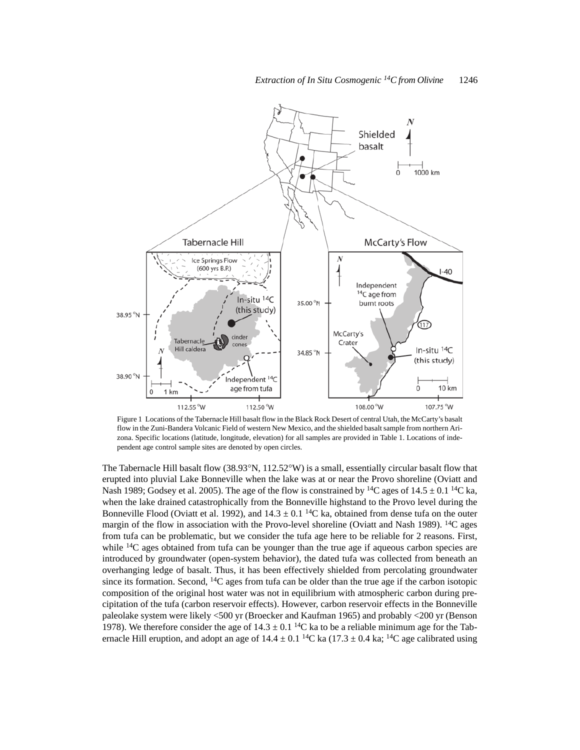Figure 1 Locations of the Tabernacle Hill basalt flow in the Black Rock Desert of central Utah, the McCarty's basalt flow in the Zuni-Bandera Volcanic Field of western New Mexico, and the shielded basalt sample from northern Arizona. Specific locations (latitude, longitude, elevation) for all samples are provided in Table 1. Locations of independent age control sample sites are denoted by open circles.

The Tabernacle Hill basalt flow (38.93°N, 112.52°W) is a small, essentially circular basalt flow that erupted into pluvial Lake Bonneville when the lake was at or near the Provo shoreline (Oviatt and Nash 1989; Godsey et al. 2005). The age of the flow is constrained by $^{14}C$ ages of 14.5 ± 0.1 $^{14}C$ ka, when the lake drained catastrophically from the Bonneville highstand to the Provo level during the Bonneville Flood (Oviatt et al. 1992), and 14.3 ± 0.1 $^{14}C$ ka, obtained from dense tufa on the outer margin of the flow in association with the Provo-level shoreline (Oviatt and Nash 1989). $^{14}C$ ages from tufa can be problematic, but we consider the tufa age here to be reliable for 2 reasons. First, while $^{14}C$ ages obtained from tufa can be younger than the true age if aqueous carbon species are introduced by groundwater (open-system behavior), the dated tufa was collected from beneath an overhanging ledge of basalt. Thus, it has been effectively shielded from percolating groundwater since its formation. Second, $^{14}C$ ages from tufa can be older than the true age if the carbon isotopic composition of the original host water was not in equilibrium with atmospheric carbon during precipitation of the tufa (carbon reservoir effects). However, carbon reservoir effects in the Bonneville paleolake system were likely <500 yr (Broecker and Kaufman 1965) and probably <200 yr (Benson 1978). We therefore consider the age of 14.3 ± 0.1 $^{14}C$ ka to be a reliable minimum age for the Tabernacle Hill eruption, and adopt an age of 14.4 ± 0.1 $^{14}C$ ka (17.3 ± 0.4 ka; $^{14}C$ age calibrated using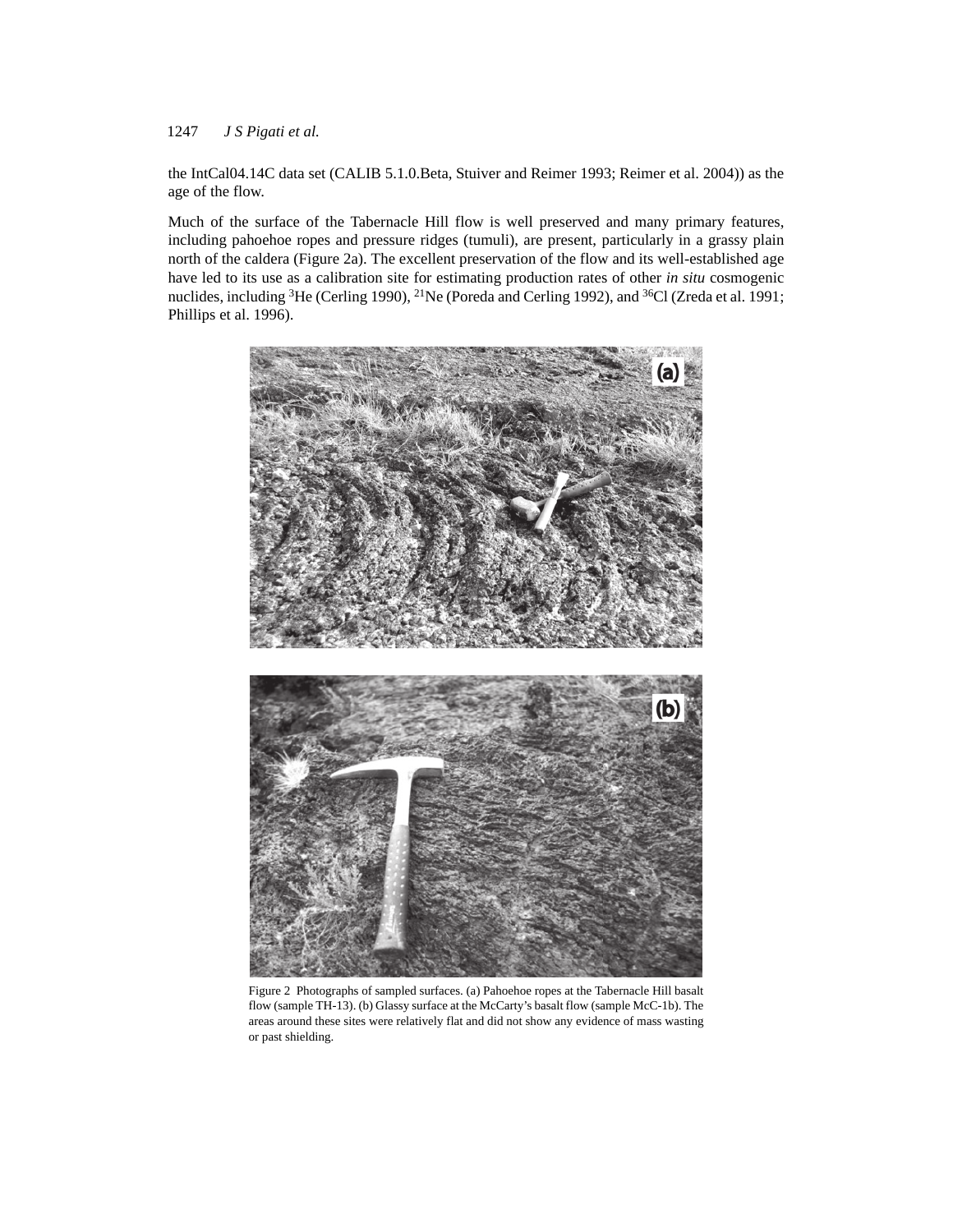the IntCal04.14C data set (CALIB 5.1.0.Beta, Stuiver and Reimer 1993; Reimer et al. 2004)) as the age of the flow.

Much of the surface of the Tabernacle Hill flow is well preserved and many primary features, including pahoehoe ropes and pressure ridges (tumuli), are present, particularly in a grassy plain north of the caldera (Figure 2a). The excellent preservation of the flow and its well-established age have led to its use as a calibration site for estimating production rates of other *in situ* cosmogenic nuclides, including $^{3}$He (Cerling 1990), $^{21}$Ne (Poreda and Cerling 1992), and $^{36}$Cl (Zreda et al. 1991; Phillips et al. 1996).

Figure 2 Photographs of sampled surfaces. (a) Pahoehoe ropes at the Tabernacle Hill basalt flow (sample TH-13). (b) Glassy surface at the McCarty's basalt flow (sample McC-1b). The areas around these sites were relatively flat and did not show any evidence of mass wasting or past shielding.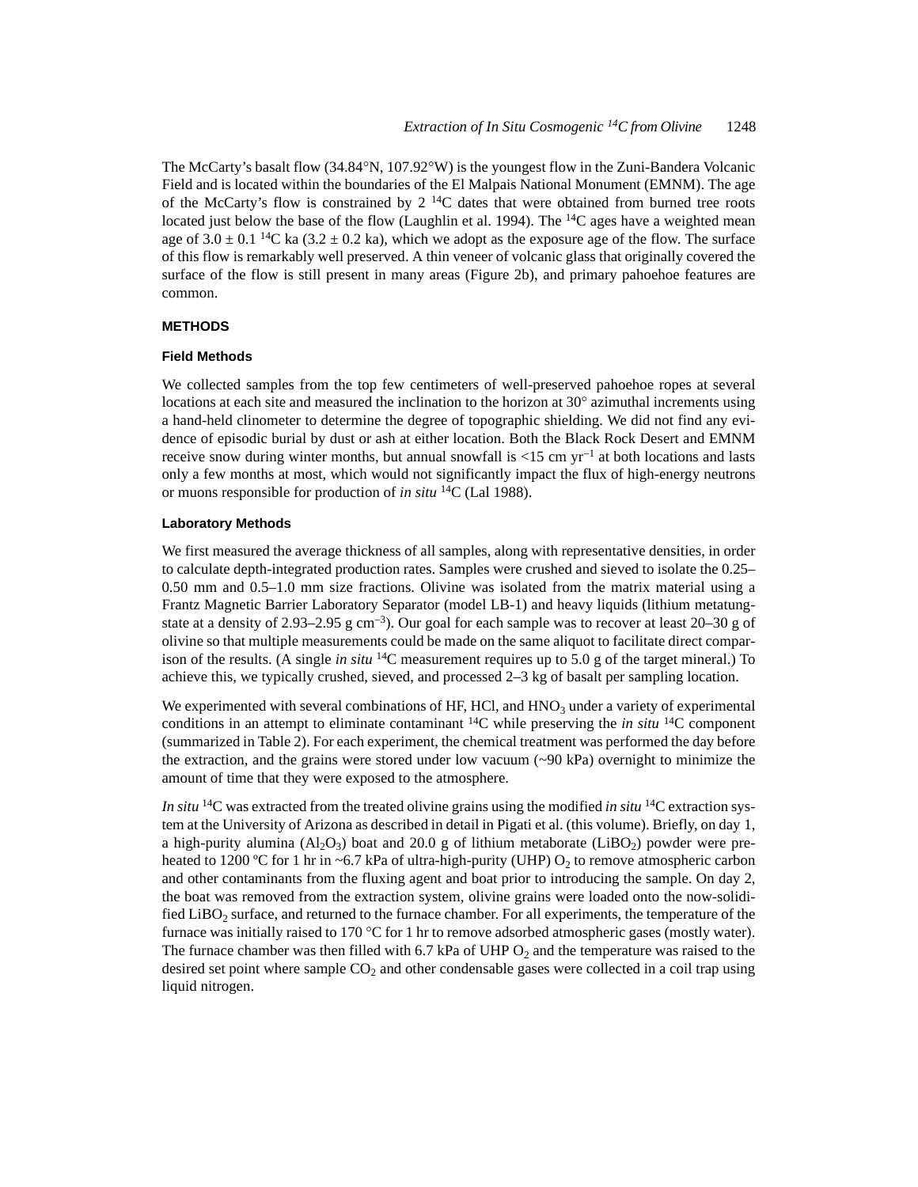The McCarty's basalt flow (34.84°N, 107.92°W) is the youngest flow in the Zuni-Bandera Volcanic Field and is located within the boundaries of the El Malpais National Monument (EMNM). The age of the McCarty's flow is constrained by 2 $^{14}C$ dates that were obtained from burned tree roots located just below the base of the flow (Laughlin et al. 1994). The $^{14}C$ ages have a weighted mean age of 3.0 ± 0.1 $^{14}C$ ka (3.2 ± 0.2 ka), which we adopt as the exposure age of the flow. The surface of this flow is remarkably well preserved. A thin veneer of volcanic glass that originally covered the surface of the flow is still present in many areas (Figure 2b), and primary pahoehoe features are common.

## METHODS

### Field Methods

We collected samples from the top few centimeters of well-preserved pahoehoe ropes at several locations at each site and measured the inclination to the horizon at 30° azimuthal increments using a hand-held clinometer to determine the degree of topographic shielding. We did not find any evidence of episodic burial by dust or ash at either location. Both the Black Rock Desert and EMNM receive snow during winter months, but annual snowfall is <15 cm $yr^{-1}$ at both locations and lasts only a few months at most, which would not significantly impact the flux of high-energy neutrons or muons responsible for production of *in situ* $^{14}C$ (Lal 1988).

### Laboratory Methods

We first measured the average thickness of all samples, along with representative densities, in order to calculate depth-integrated production rates. Samples were crushed and sieved to isolate the 0.25–0.50 mm and 0.5–1.0 mm size fractions. Olivine was isolated from the matrix material using a Frantz Magnetic Barrier Laboratory Separator (model LB-1) and heavy liquids (lithium metatungstate at a density of 2.93–2.95 g $cm^{-3}$). Our goal for each sample was to recover at least 20–30 g of olivine so that multiple measurements could be made on the same aliquot to facilitate direct comparison of the results. (A single *in situ* $^{14}C$ measurement requires up to 5.0 g of the target mineral.) To achieve this, we typically crushed, sieved, and processed 2–3 kg of basalt per sampling location.

We experimented with several combinations of HF, HCl, and $HNO_3$ under a variety of experimental conditions in an attempt to eliminate contaminant $^{14}C$ while preserving the *in situ* $^{14}C$ component (summarized in Table 2). For each experiment, the chemical treatment was performed the day before the extraction, and the grains were stored under low vacuum (~90 kPa) overnight to minimize the amount of time that they were exposed to the atmosphere.

*In situ* $^{14}C$ was extracted from the treated olivine grains using the modified *in situ* $^{14}C$ extraction system at the University of Arizona as described in detail in Pigati et al. (this volume). Briefly, on day 1, a high-purity alumina ($Al_2O_3$) boat and 20.0 g of lithium metaborate ($LiBO_2$) powder were preheated to 1200 ºC for 1 hr in ~6.7 kPa of ultra-high-purity (UHP) $O_2$ to remove atmospheric carbon and other contaminants from the fluxing agent and boat prior to introducing the sample. On day 2, the boat was removed from the extraction system, olivine grains were loaded onto the now-solidified $LiBO_2$ surface, and returned to the furnace chamber. For all experiments, the temperature of the furnace was initially raised to 170 °C for 1 hr to remove adsorbed atmospheric gases (mostly water). The furnace chamber was then filled with 6.7 kPa of UHP $O_2$ and the temperature was raised to the desired set point where sample $CO_2$ and other condensable gases were collected in a coil trap using liquid nitrogen.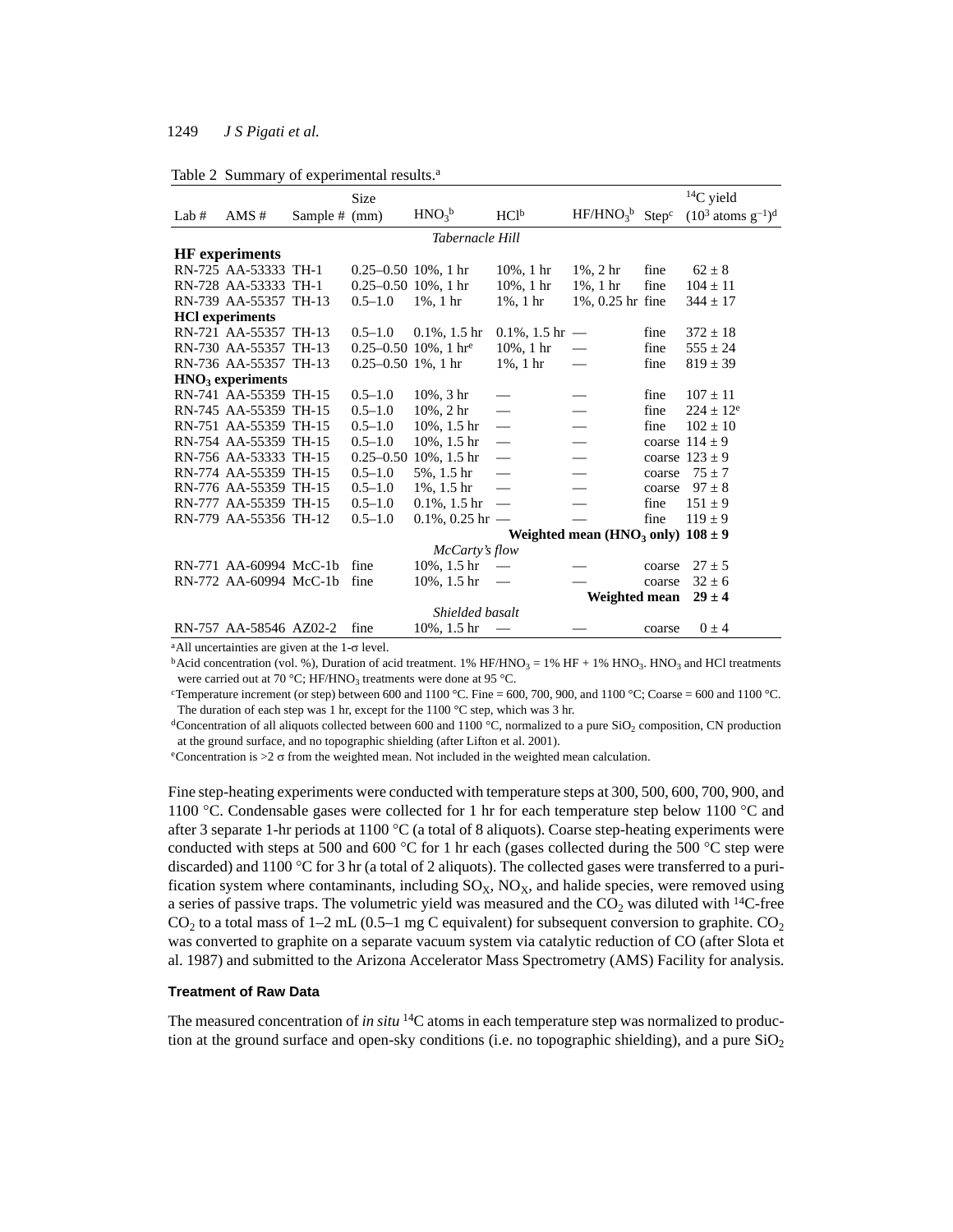Table 2 Summary of experimental results.[a]

| Lab # | AMS # | Sample # | Size (mm) | $HNO_3$[b] | HCl[b] | $HF/HNO_3$[b] | Step[c] | $^{14}C$ yield ($10^3$ atoms $g^{-1}$)[d] |
|---|---|---|---|---|---|---|---|---|
| | | | | *Tabernacle Hill* | | | | |
| **HF experiments** | | | | | | | | |
| RN-725 | AA-53333 | TH-1 | 0.25–0.50 | 10%, 1 hr | 10%, 1 hr | 1%, 2 hr | fine | 62 ± 8 |
| RN-728 | AA-53333 | TH-1 | 0.25–0.50 | 10%, 1 hr | 10%, 1 hr | 1%, 1 hr | fine | 104 ± 11 |
| RN-739 | AA-55357 | TH-13 | 0.5–1.0 | 1%, 1 hr | 1%, 1 hr | 1%, 0.25 hr | fine | 344 ± 17 |
| **HCl experiments** | | | | | | | | |
| RN-721 | AA-55357 | TH-13 | 0.5–1.0 | 0.1%, 1.5 hr | 0.1%, 1.5 hr | — | fine | 372 ± 18 |
| RN-730 | AA-55357 | TH-13 | 0.25–0.50 | 10%, 1 hr[e] | 10%, 1 hr | — | fine | 555 ± 24 |
| RN-736 | AA-55357 | TH-13 | 0.25–0.50 | 1%, 1 hr | 1%, 1 hr | — | fine | 819 ± 39 |
| **$HNO_3$ experiments** | | | | | | | | |
| RN-741 | AA-55359 | TH-15 | 0.5–1.0 | 10%, 3 hr | — | — | fine | 107 ± 11 |
| RN-745 | AA-55359 | TH-15 | 0.5–1.0 | 10%, 2 hr | — | — | fine | 224 ± 12[e] |
| RN-751 | AA-55359 | TH-15 | 0.5–1.0 | 10%, 1.5 hr | — | — | fine | 102 ± 10 |
| RN-754 | AA-55359 | TH-15 | 0.5–1.0 | 10%, 1.5 hr | — | — | coarse | 114 ± 9 |
| RN-756 | AA-53333 | TH-15 | 0.25–0.50 | 10%, 1.5 hr | — | — | coarse | 123 ± 9 |
| RN-774 | AA-55359 | TH-15 | 0.5–1.0 | 5%, 1.5 hr | — | — | coarse | 75 ± 7 |
| RN-776 | AA-55359 | TH-15 | 0.5–1.0 | 1%, 1.5 hr | — | — | coarse | 97 ± 8 |
| RN-777 | AA-55359 | TH-15 | 0.5–1.0 | 0.1%, 1.5 hr | — | — | fine | 151 ± 9 |
| RN-779 | AA-55356 | TH-12 | 0.5–1.0 | 0.1%, 0.25 hr | — | — | fine | 119 ± 9 |
| | | | | | | **Weighted mean ($HNO_3$ only)** | | **108 ± 9** |
| | | | | *McCarty's flow* | | | | |
| RN-771 | AA-60994 | McC-1b | fine | 10%, 1.5 hr | — | — | coarse | 27 ± 5 |
| RN-772 | AA-60994 | McC-1b | fine | 10%, 1.5 hr | — | — | coarse | 32 ± 6 |
| | | | | | | **Weighted mean** | | **29 ± 4** |
| | | | | *Shielded basalt* | | | | |
| RN-757 | AA-58546 | AZ02-2 | fine | 10%, 1.5 hr | — | — | coarse | 0 ± 4 |

[a]All uncertainties are given at the 1-σ level.
[b]Acid concentration (vol. %), Duration of acid treatment. 1% $HF/HNO_3$ = 1% HF + 1% $HNO_3$. $HNO_3$ and HCl treatments were carried out at 70 °C; $HF/HNO_3$ treatments were done at 95 °C.
[c]Temperature increment (or step) between 600 and 1100 °C. Fine = 600, 700, 900, and 1100 °C; Coarse = 600 and 1100 °C. The duration of each step was 1 hr, except for the 1100 °C step, which was 3 hr.
[d]Concentration of all aliquots collected between 600 and 1100 °C, normalized to a pure $SiO_2$ composition, CN production at the ground surface, and no topographic shielding (after Lifton et al. 2001).
[e]Concentration is >2 σ from the weighted mean. Not included in the weighted mean calculation.

Fine step-heating experiments were conducted with temperature steps at 300, 500, 600, 700, 900, and 1100 °C. Condensable gases were collected for 1 hr for each temperature step below 1100 °C and after 3 separate 1-hr periods at 1100 °C (a total of 8 aliquots). Coarse step-heating experiments were conducted with steps at 500 and 600 °C for 1 hr each (gases collected during the 500 °C step were discarded) and 1100 °C for 3 hr (a total of 2 aliquots). The collected gases were transferred to a purification system where contaminants, including $SO_X$, $NO_X$, and halide species, were removed using a series of passive traps. The volumetric yield was measured and the $CO_2$ was diluted with $^{14}C$-free $CO_2$ to a total mass of 1–2 mL (0.5–1 mg C equivalent) for subsequent conversion to graphite. $CO_2$ was converted to graphite on a separate vacuum system via catalytic reduction of CO (after Slota et al. 1987) and submitted to the Arizona Accelerator Mass Spectrometry (AMS) Facility for analysis.

### Treatment of Raw Data

The measured concentration of *in situ* $^{14}C$ atoms in each temperature step was normalized to production at the ground surface and open-sky conditions (i.e. no topographic shielding), and a pure $SiO_2$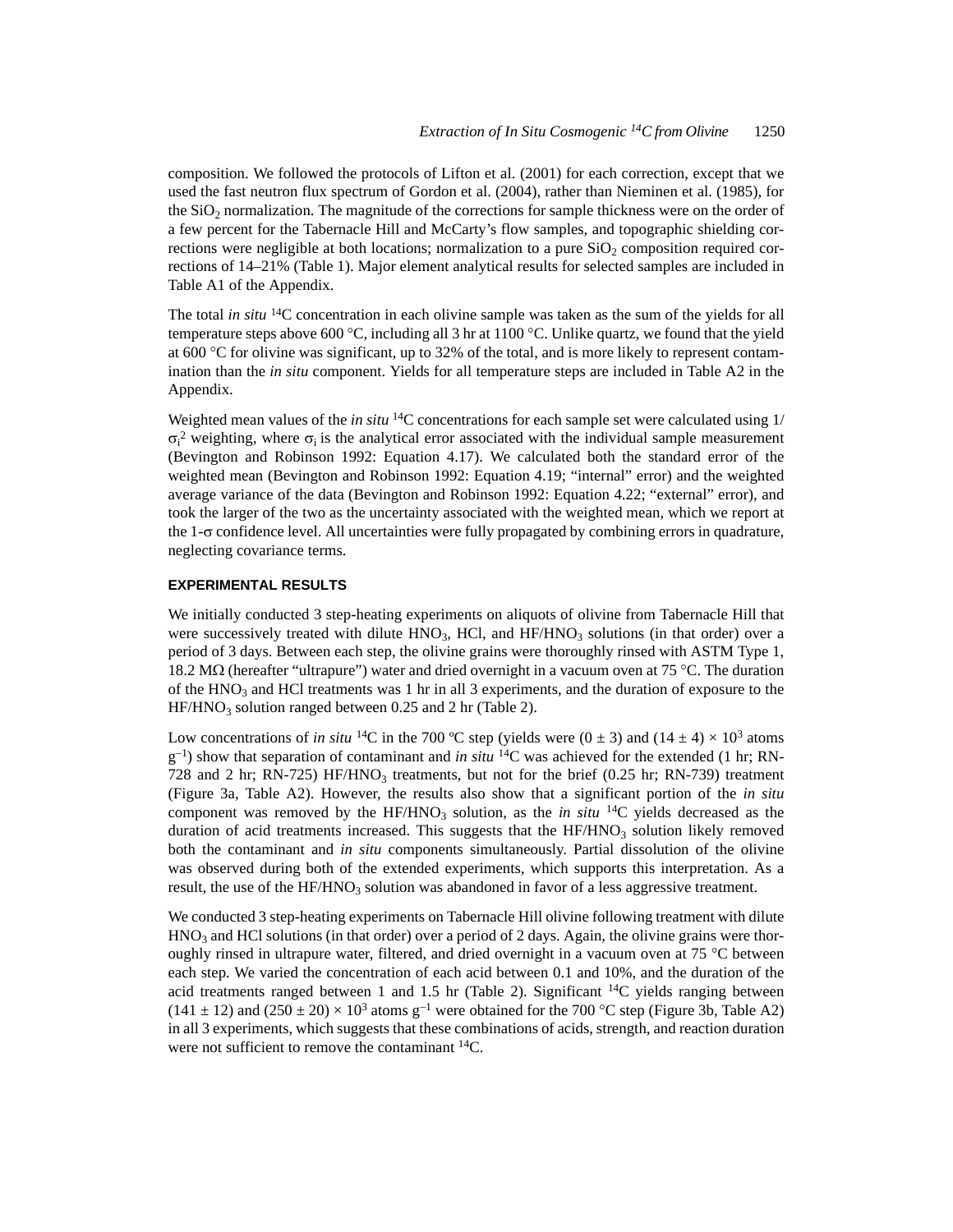composition. We followed the protocols of Lifton et al. (2001) for each correction, except that we used the fast neutron flux spectrum of Gordon et al. (2004), rather than Nieminen et al. (1985), for the $SiO_2$ normalization. The magnitude of the corrections for sample thickness were on the order of a few percent for the Tabernacle Hill and McCarty's flow samples, and topographic shielding corrections were negligible at both locations; normalization to a pure $SiO_2$ composition required corrections of 14–21% (Table 1). Major element analytical results for selected samples are included in Table A1 of the Appendix.

The total *in situ* $^{14}$C concentration in each olivine sample was taken as the sum of the yields for all temperature steps above 600 °C, including all 3 hr at 1100 °C. Unlike quartz, we found that the yield at 600 °C for olivine was significant, up to 32% of the total, and is more likely to represent contamination than the *in situ* component. Yields for all temperature steps are included in Table A2 in the Appendix.

Weighted mean values of the *in situ* $^{14}$C concentrations for each sample set were calculated using $1/\sigma_i^2$ weighting, where $\sigma_i$ is the analytical error associated with the individual sample measurement (Bevington and Robinson 1992: Equation 4.17). We calculated both the standard error of the weighted mean (Bevington and Robinson 1992: Equation 4.19; "internal" error) and the weighted average variance of the data (Bevington and Robinson 1992: Equation 4.22; "external" error), and took the larger of the two as the uncertainty associated with the weighted mean, which we report at the 1-$\sigma$ confidence level. All uncertainties were fully propagated by combining errors in quadrature, neglecting covariance terms.

## EXPERIMENTAL RESULTS

We initially conducted 3 step-heating experiments on aliquots of olivine from Tabernacle Hill that were successively treated with dilute $HNO_3$, HCl, and $HF/HNO_3$ solutions (in that order) over a period of 3 days. Between each step, the olivine grains were thoroughly rinsed with ASTM Type 1, 18.2 M$\Omega$ (hereafter "ultrapure") water and dried overnight in a vacuum oven at 75 °C. The duration of the $HNO_3$ and HCl treatments was 1 hr in all 3 experiments, and the duration of exposure to the $HF/HNO_3$ solution ranged between 0.25 and 2 hr (Table 2).

Low concentrations of *in situ* $^{14}$C in the 700 ºC step (yields were $(0 \pm 3)$ and $(14 \pm 4) \times 10^3$ atoms $g^{-1}$) show that separation of contaminant and *in situ* $^{14}$C was achieved for the extended (1 hr; RN-728 and 2 hr; RN-725) $HF/HNO_3$ treatments, but not for the brief (0.25 hr; RN-739) treatment (Figure 3a, Table A2). However, the results also show that a significant portion of the *in situ* component was removed by the $HF/HNO_3$ solution, as the *in situ* $^{14}$C yields decreased as the duration of acid treatments increased. This suggests that the $HF/HNO_3$ solution likely removed both the contaminant and *in situ* components simultaneously. Partial dissolution of the olivine was observed during both of the extended experiments, which supports this interpretation. As a result, the use of the $HF/HNO_3$ solution was abandoned in favor of a less aggressive treatment.

We conducted 3 step-heating experiments on Tabernacle Hill olivine following treatment with dilute $HNO_3$ and HCl solutions (in that order) over a period of 2 days. Again, the olivine grains were thoroughly rinsed in ultrapure water, filtered, and dried overnight in a vacuum oven at 75 °C between each step. We varied the concentration of each acid between 0.1 and 10%, and the duration of the acid treatments ranged between 1 and 1.5 hr (Table 2). Significant $^{14}$C yields ranging between $(141 \pm 12)$ and $(250 \pm 20) \times 10^3$ atoms $g^{-1}$ were obtained for the 700 °C step (Figure 3b, Table A2) in all 3 experiments, which suggests that these combinations of acids, strength, and reaction duration were not sufficient to remove the contaminant $^{14}$C.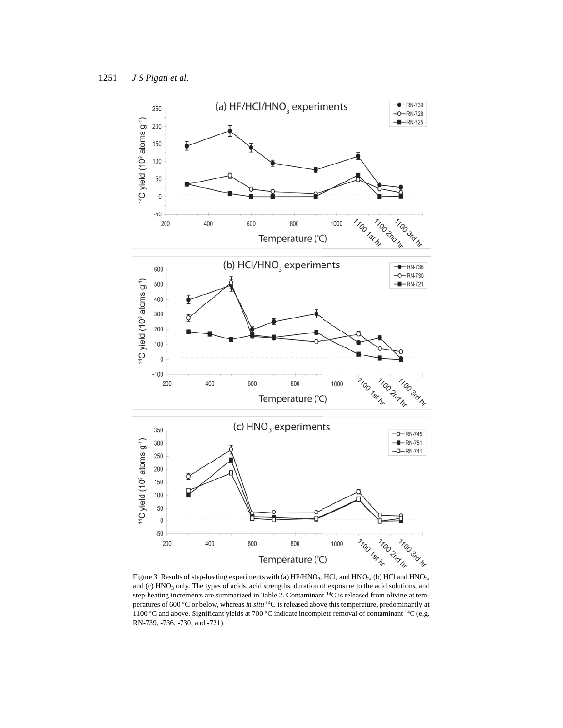Figure 3 Results of step-heating experiments with (a) $HF/HNO_3$, HCl, and $HNO_3$, (b) HCl and $HNO_3$, and (c) $HNO_3$ only. The types of acids, acid strengths, duration of exposure to the acid solutions, and step-heating increments are summarized in Table 2. Contaminant $^{14}C$ is released from olivine at temperatures of 600 °C or below, whereas *in situ* $^{14}C$ is released above this temperature, predominantly at 1100 °C and above. Significant yields at 700 °C indicate incomplete removal of contaminant $^{14}C$ (e.g. RN-739, -736, -730, and -721).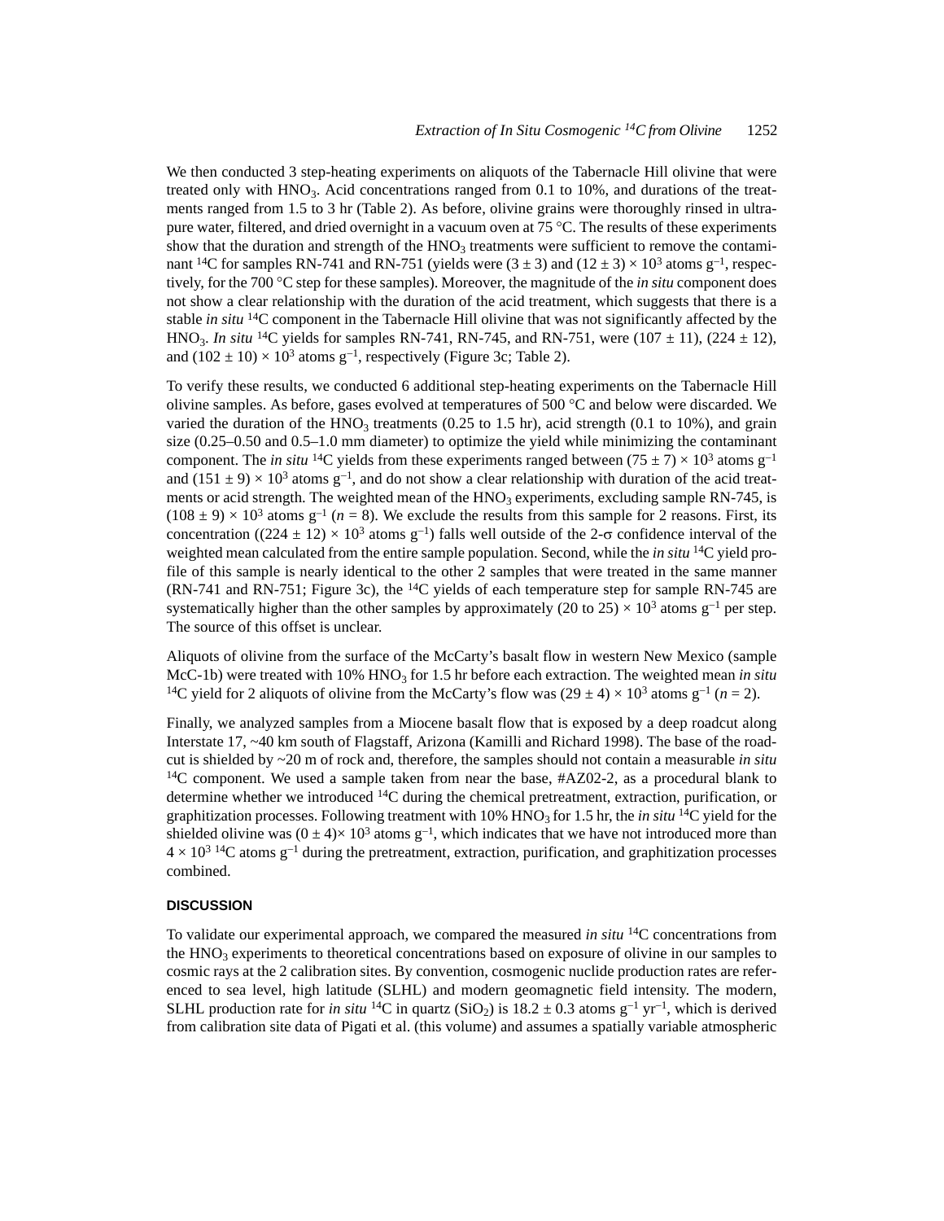We then conducted 3 step-heating experiments on aliquots of the Tabernacle Hill olivine that were treated only with $HNO_3$. Acid concentrations ranged from 0.1 to 10%, and durations of the treatments ranged from 1.5 to 3 hr (Table 2). As before, olivine grains were thoroughly rinsed in ultrapure water, filtered, and dried overnight in a vacuum oven at 75 °C. The results of these experiments show that the duration and strength of the $HNO_3$ treatments were sufficient to remove the contaminant $^{14}C$ for samples RN-741 and RN-751 (yields were $(3 \pm 3)$ and $(12 \pm 3) \times 10^3$ atoms $g^{-1}$, respectively, for the 700 °C step for these samples). Moreover, the magnitude of the *in situ* component does not show a clear relationship with the duration of the acid treatment, which suggests that there is a stable *in situ* $^{14}C$ component in the Tabernacle Hill olivine that was not significantly affected by the $HNO_3$. *In situ* $^{14}C$ yields for samples RN-741, RN-745, and RN-751, were $(107 \pm 11)$, $(224 \pm 12)$, and $(102 \pm 10) \times 10^3$ atoms $g^{-1}$, respectively (Figure 3c; Table 2).

To verify these results, we conducted 6 additional step-heating experiments on the Tabernacle Hill olivine samples. As before, gases evolved at temperatures of 500 °C and below were discarded. We varied the duration of the $HNO_3$ treatments (0.25 to 1.5 hr), acid strength (0.1 to 10%), and grain size (0.25–0.50 and 0.5–1.0 mm diameter) to optimize the yield while minimizing the contaminant component. The *in situ* $^{14}C$ yields from these experiments ranged between $(75 \pm 7) \times 10^3$ atoms $g^{-1}$ and $(151 \pm 9) \times 10^3$ atoms $g^{-1}$, and do not show a clear relationship with duration of the acid treatments or acid strength. The weighted mean of the $HNO_3$ experiments, excluding sample RN-745, is $(108 \pm 9) \times 10^3$ atoms $g^{-1}$ ($n = 8$). We exclude the results from this sample for 2 reasons. First, its concentration ($(224 \pm 12) \times 10^3$ atoms $g^{-1}$) falls well outside of the 2-$\sigma$ confidence interval of the weighted mean calculated from the entire sample population. Second, while the *in situ* $^{14}C$ yield profile of this sample is nearly identical to the other 2 samples that were treated in the same manner (RN-741 and RN-751; Figure 3c), the $^{14}C$ yields of each temperature step for sample RN-745 are systematically higher than the other samples by approximately $(20 \text{ to } 25) \times 10^3$ atoms $g^{-1}$ per step. The source of this offset is unclear.

Aliquots of olivine from the surface of the McCarty's basalt flow in western New Mexico (sample McC-1b) were treated with 10% $HNO_3$ for 1.5 hr before each extraction. The weighted mean *in situ* $^{14}C$ yield for 2 aliquots of olivine from the McCarty's flow was $(29 \pm 4) \times 10^3$ atoms $g^{-1}$ ($n = 2$).

Finally, we analyzed samples from a Miocene basalt flow that is exposed by a deep roadcut along Interstate 17, ~40 km south of Flagstaff, Arizona (Kamilli and Richard 1998). The base of the roadcut is shielded by ~20 m of rock and, therefore, the samples should not contain a measurable *in situ* $^{14}C$ component. We used a sample taken from near the base, #AZ02-2, as a procedural blank to determine whether we introduced $^{14}C$ during the chemical pretreatment, extraction, purification, or graphitization processes. Following treatment with 10% $HNO_3$ for 1.5 hr, the *in situ* $^{14}C$ yield for the shielded olivine was $(0 \pm 4)\times 10^3$ atoms $g^{-1}$, which indicates that we have not introduced more than $4 \times 10^3$ $^{14}C$ atoms $g^{-1}$ during the pretreatment, extraction, purification, and graphitization processes combined.

## DISCUSSION

To validate our experimental approach, we compared the measured *in situ* $^{14}C$ concentrations from the $HNO_3$ experiments to theoretical concentrations based on exposure of olivine in our samples to cosmic rays at the 2 calibration sites. By convention, cosmogenic nuclide production rates are referenced to sea level, high latitude (SLHL) and modern geomagnetic field intensity. The modern, SLHL production rate for *in situ* $^{14}C$ in quartz ($SiO_2$) is $18.2 \pm 0.3$ atoms $g^{-1}$ $yr^{-1}$, which is derived from calibration site data of Pigati et al. (this volume) and assumes a spatially variable atmospheric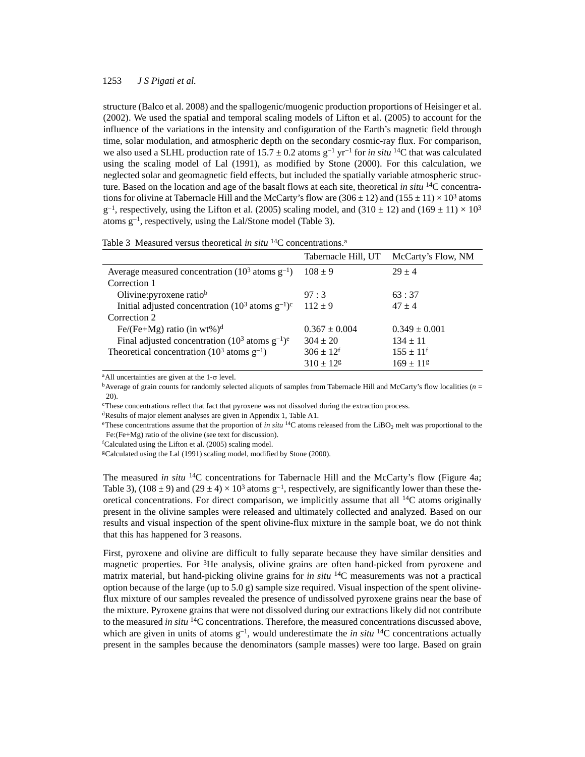structure (Balco et al. 2008) and the spallogenic/muogenic production proportions of Heisinger et al. (2002). We used the spatial and temporal scaling models of Lifton et al. (2005) to account for the influence of the variations in the intensity and configuration of the Earth's magnetic field through time, solar modulation, and atmospheric depth on the secondary cosmic-ray flux. For comparison, we also used a SLHL production rate of $15.7 \pm 0.2$ atoms $g^{-1}$ $yr^{-1}$ for *in situ* $^{14}C$ that was calculated using the scaling model of Lal (1991), as modified by Stone (2000). For this calculation, we neglected solar and geomagnetic field effects, but included the spatially variable atmospheric structure. Based on the location and age of the basalt flows at each site, theoretical *in situ* $^{14}C$ concentrations for olivine at Tabernacle Hill and the McCarty's flow are $(306 \pm 12)$ and $(155 \pm 11) \times 10^3$ atoms $g^{-1}$, respectively, using the Lifton et al. (2005) scaling model, and $(310 \pm 12)$ and $(169 \pm 11) \times 10^3$ atoms $g^{-1}$, respectively, using the Lal/Stone model (Table 3).

Table 3 Measured versus theoretical *in situ* $^{14}C$ concentrations.[a]

| | Tabernacle Hill, UT | McCarty's Flow, NM |
|---|---|---|
| Average measured concentration ($10^3$ atoms $g^{-1}$) | $108 \pm 9$ | $29 \pm 4$ |
| Correction 1 | | |
| Olivine:pyroxene ratio[b] | 97 : 3 | 63 : 37 |
| Initial adjusted concentration ($10^3$ atoms $g^{-1}$)[c] | $112 \pm 9$ | $47 \pm 4$ |
| Correction 2 | | |
| Fe/(Fe+Mg) ratio (in wt%)[d] | $0.367 \pm 0.004$ | $0.349 \pm 0.001$ |
| Final adjusted concentration ($10^3$ atoms $g^{-1}$)[e] | $304 \pm 20$ | $134 \pm 11$ |
| Theoretical concentration ($10^3$ atoms $g^{-1}$) | $306 \pm 12$[f] | $155 \pm 11$[f] |
| | $310 \pm 12$[g] | $169 \pm 11$[g] |

[a]All uncertainties are given at the 1-σ level.
[b]Average of grain counts for randomly selected aliquots of samples from Tabernacle Hill and McCarty's flow localities ($n$ = 20).
[c]These concentrations reflect that fact that pyroxene was not dissolved during the extraction process.
[d]Results of major element analyses are given in Appendix 1, Table A1.
[e]These concentrations assume that the proportion of *in situ* $^{14}C$ atoms released from the $LiBO_2$ melt was proportional to the Fe:(Fe+Mg) ratio of the olivine (see text for discussion).
[f]Calculated using the Lifton et al. (2005) scaling model.
[g]Calculated using the Lal (1991) scaling model, modified by Stone (2000).

The measured *in situ* $^{14}C$ concentrations for Tabernacle Hill and the McCarty's flow (Figure 4a; Table 3), $(108 \pm 9)$ and $(29 \pm 4) \times 10^3$ atoms $g^{-1}$, respectively, are significantly lower than these theoretical concentrations. For direct comparison, we implicitly assume that all $^{14}C$ atoms originally present in the olivine samples were released and ultimately collected and analyzed. Based on our results and visual inspection of the spent olivine-flux mixture in the sample boat, we do not think that this has happened for 3 reasons.

First, pyroxene and olivine are difficult to fully separate because they have similar densities and magnetic properties. For $^3He$ analysis, olivine grains are often hand-picked from pyroxene and matrix material, but hand-picking olivine grains for *in situ* $^{14}C$ measurements was not a practical option because of the large (up to 5.0 g) sample size required. Visual inspection of the spent olivine-flux mixture of our samples revealed the presence of undissolved pyroxene grains near the base of the mixture. Pyroxene grains that were not dissolved during our extractions likely did not contribute to the measured *in situ* $^{14}C$ concentrations. Therefore, the measured concentrations discussed above, which are given in units of atoms $g^{-1}$, would underestimate the *in situ* $^{14}C$ concentrations actually present in the samples because the denominators (sample masses) were too large. Based on grain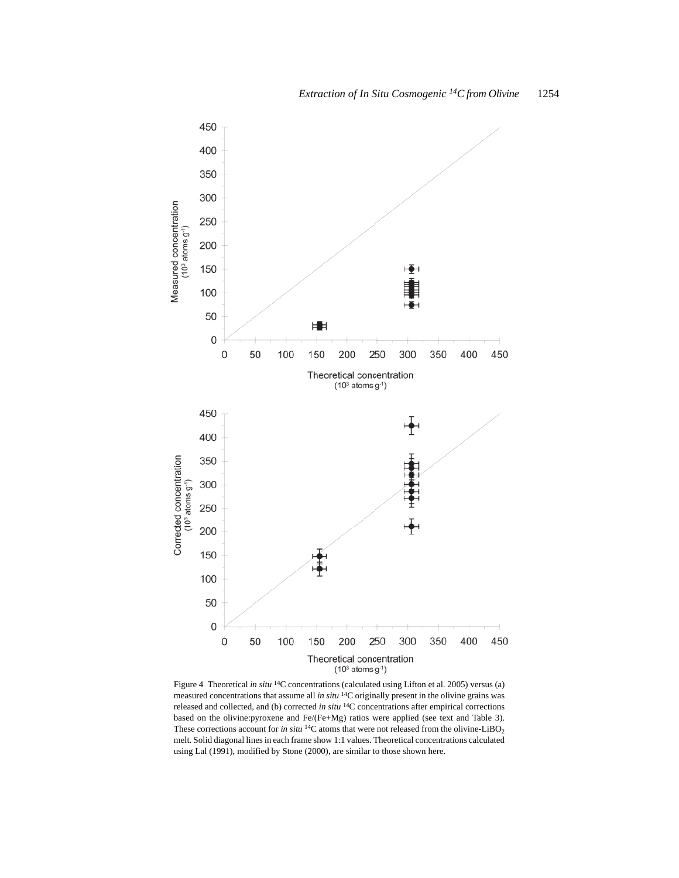Figure 4 Theoretical *in situ* $^{14}C$ concentrations (calculated using Lifton et al. 2005) versus (a) measured concentrations that assume all *in situ* $^{14}C$ originally present in the olivine grains was released and collected, and (b) corrected *in situ* $^{14}C$ concentrations after empirical corrections based on the olivine:pyroxene and Fe/(Fe+Mg) ratios were applied (see text and Table 3). These corrections account for *in situ* $^{14}C$ atoms that were not released from the olivine-$LiBO_2$ melt. Solid diagonal lines in each frame show 1:1 values. Theoretical concentrations calculated using Lal (1991), modified by Stone (2000), are similar to those shown here.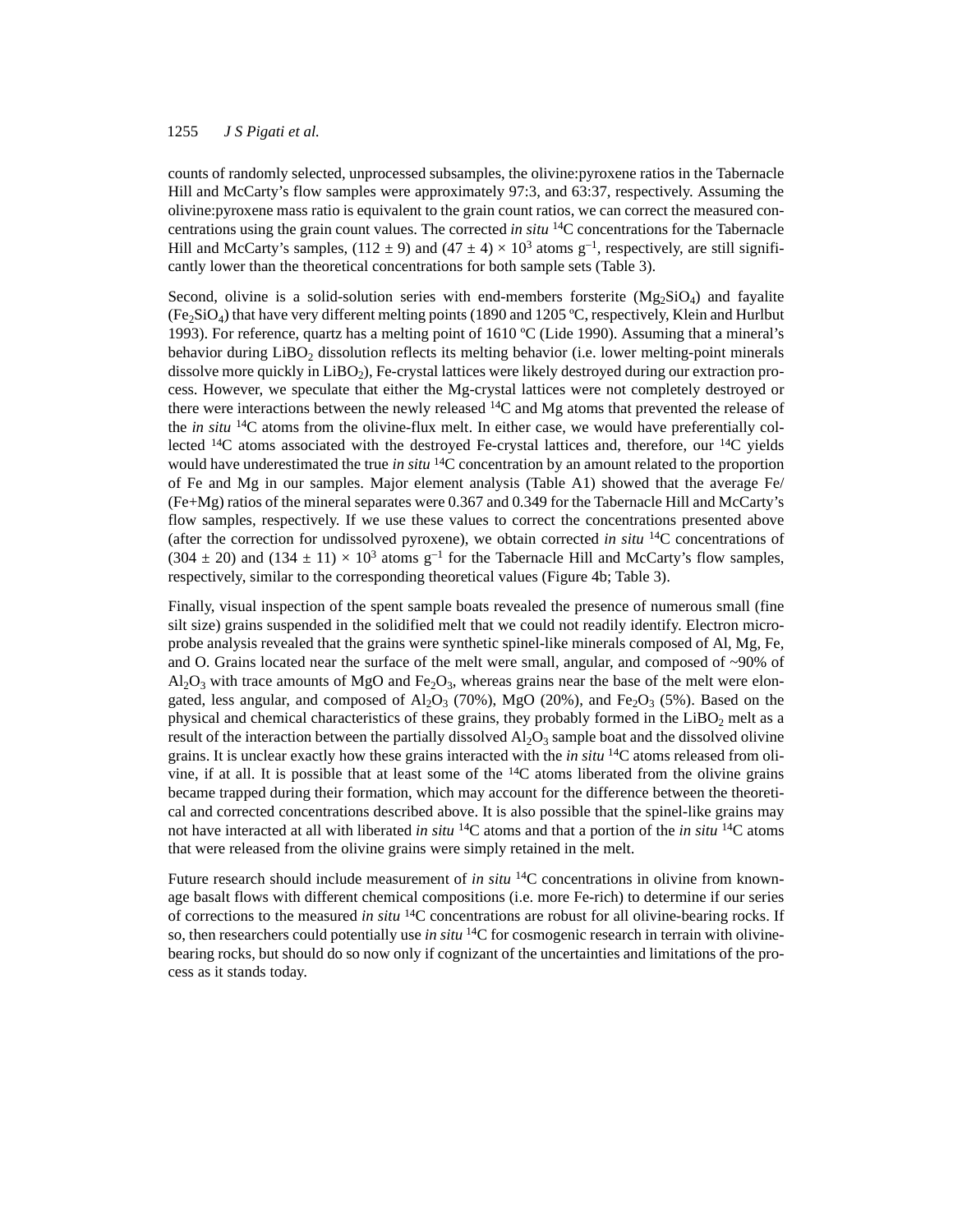counts of randomly selected, unprocessed subsamples, the olivine:pyroxene ratios in the Tabernacle Hill and McCarty's flow samples were approximately 97:3, and 63:37, respectively. Assuming the olivine:pyroxene mass ratio is equivalent to the grain count ratios, we can correct the measured concentrations using the grain count values. The corrected *in situ* $^{14}C$ concentrations for the Tabernacle Hill and McCarty's samples, $(112 \pm 9)$ and $(47 \pm 4) \times 10^3$ atoms $g^{-1}$, respectively, are still significantly lower than the theoretical concentrations for both sample sets (Table 3).

Second, olivine is a solid-solution series with end-members forsterite ($Mg_2SiO_4$) and fayalite ($Fe_2SiO_4$) that have very different melting points (1890 and 1205 ºC, respectively, Klein and Hurlbut 1993). For reference, quartz has a melting point of 1610 ºC (Lide 1990). Assuming that a mineral's behavior during $LiBO_2$ dissolution reflects its melting behavior (i.e. lower melting-point minerals dissolve more quickly in $LiBO_2$), Fe-crystal lattices were likely destroyed during our extraction process. However, we speculate that either the Mg-crystal lattices were not completely destroyed or there were interactions between the newly released $^{14}C$ and Mg atoms that prevented the release of the *in situ* $^{14}C$ atoms from the olivine-flux melt. In either case, we would have preferentially collected $^{14}C$ atoms associated with the destroyed Fe-crystal lattices and, therefore, our $^{14}C$ yields would have underestimated the true *in situ* $^{14}C$ concentration by an amount related to the proportion of Fe and Mg in our samples. Major element analysis (Table A1) showed that the average Fe/(Fe+Mg) ratios of the mineral separates were 0.367 and 0.349 for the Tabernacle Hill and McCarty's flow samples, respectively. If we use these values to correct the concentrations presented above (after the correction for undissolved pyroxene), we obtain corrected *in situ* $^{14}C$ concentrations of $(304 \pm 20)$ and $(134 \pm 11) \times 10^3$ atoms $g^{-1}$ for the Tabernacle Hill and McCarty's flow samples, respectively, similar to the corresponding theoretical values (Figure 4b; Table 3).

Finally, visual inspection of the spent sample boats revealed the presence of numerous small (fine silt size) grains suspended in the solidified melt that we could not readily identify. Electron microprobe analysis revealed that the grains were synthetic spinel-like minerals composed of Al, Mg, Fe, and O. Grains located near the surface of the melt were small, angular, and composed of ~90% of $Al_2O_3$ with trace amounts of MgO and $Fe_2O_3$, whereas grains near the base of the melt were elongated, less angular, and composed of $Al_2O_3$ (70%), MgO (20%), and $Fe_2O_3$ (5%). Based on the physical and chemical characteristics of these grains, they probably formed in the $LiBO_2$ melt as a result of the interaction between the partially dissolved $Al_2O_3$ sample boat and the dissolved olivine grains. It is unclear exactly how these grains interacted with the *in situ* $^{14}C$ atoms released from olivine, if at all. It is possible that at least some of the $^{14}C$ atoms liberated from the olivine grains became trapped during their formation, which may account for the difference between the theoretical and corrected concentrations described above. It is also possible that the spinel-like grains may not have interacted at all with liberated *in situ* $^{14}C$ atoms and that a portion of the *in situ* $^{14}C$ atoms that were released from the olivine grains were simply retained in the melt.

Future research should include measurement of *in situ* $^{14}C$ concentrations in olivine from known-age basalt flows with different chemical compositions (i.e. more Fe-rich) to determine if our series of corrections to the measured *in situ* $^{14}C$ concentrations are robust for all olivine-bearing rocks. If so, then researchers could potentially use *in situ* $^{14}C$ for cosmogenic research in terrain with olivine-bearing rocks, but should do so now only if cognizant of the uncertainties and limitations of the process as it stands today.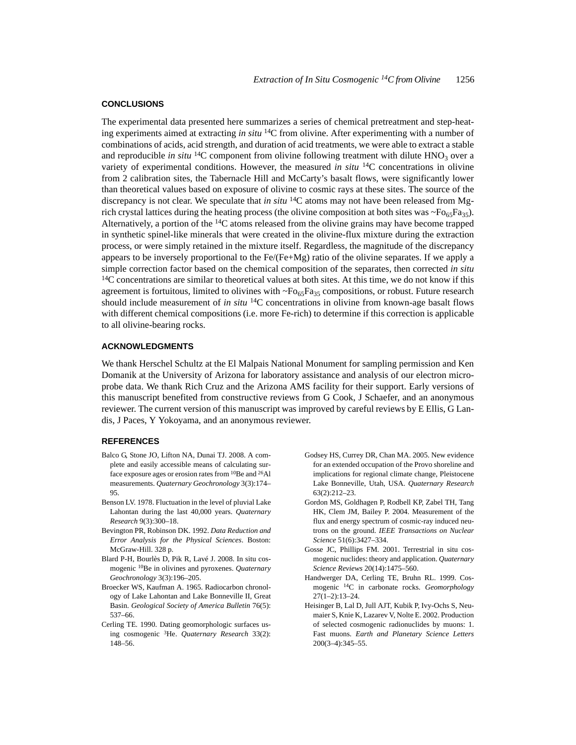## CONCLUSIONS

The experimental data presented here summarizes a series of chemical pretreatment and step-heating experiments aimed at extracting *in situ* $^{14}C$ from olivine. After experimenting with a number of combinations of acids, acid strength, and duration of acid treatments, we were able to extract a stable and reproducible *in situ* $^{14}C$ component from olivine following treatment with dilute $HNO_3$ over a variety of experimental conditions. However, the measured *in situ* $^{14}C$ concentrations in olivine from 2 calibration sites, the Tabernacle Hill and McCarty's basalt flows, were significantly lower than theoretical values based on exposure of olivine to cosmic rays at these sites. The source of the discrepancy is not clear. We speculate that *in situ* $^{14}C$ atoms may not have been released from Mg-rich crystal lattices during the heating process (the olivine composition at both sites was ~$Fo_{65}Fa_{35}$). Alternatively, a portion of the $^{14}C$ atoms released from the olivine grains may have become trapped in synthetic spinel-like minerals that were created in the olivine-flux mixture during the extraction process, or were simply retained in the mixture itself. Regardless, the magnitude of the discrepancy appears to be inversely proportional to the Fe/(Fe+Mg) ratio of the olivine separates. If we apply a simple correction factor based on the chemical composition of the separates, then corrected *in situ* $^{14}C$ concentrations are similar to theoretical values at both sites. At this time, we do not know if this agreement is fortuitous, limited to olivines with ~$Fo_{65}Fa_{35}$ compositions, or robust. Future research should include measurement of *in situ* $^{14}C$ concentrations in olivine from known-age basalt flows with different chemical compositions (i.e. more Fe-rich) to determine if this correction is applicable to all olivine-bearing rocks.

## ACKNOWLEDGMENTS

We thank Herschel Schultz at the El Malpais National Monument for sampling permission and Ken Domanik at the University of Arizona for laboratory assistance and analysis of our electron microprobe data. We thank Rich Cruz and the Arizona AMS facility for their support. Early versions of this manuscript benefited from constructive reviews from G Cook, J Schaefer, and an anonymous reviewer. The current version of this manuscript was improved by careful reviews by E Ellis, G Landis, J Paces, Y Yokoyama, and an anonymous reviewer.

## REFERENCES

Balco G, Stone JO, Lifton NA, Dunai TJ. 2008. A complete and easily accessible means of calculating surface exposure ages or erosion rates from $^{10}Be$ and $^{26}Al$ measurements. *Quaternary Geochronology* 3(3):174–95.

Benson LV. 1978. Fluctuation in the level of pluvial Lake Lahontan during the last 40,000 years. *Quaternary Research* 9(3):300–18.

Bevington PR, Robinson DK. 1992. *Data Reduction and Error Analysis for the Physical Sciences*. Boston: McGraw-Hill. 328 p.

Blard P-H, Bourlès D, Pik R, Lavé J. 2008. In situ cosmogenic $^{10}Be$ in olivines and pyroxenes. *Quaternary Geochronology* 3(3):196–205.

Broecker WS, Kaufman A. 1965. Radiocarbon chronology of Lake Lahontan and Lake Bonneville II, Great Basin. *Geological Society of America Bulletin* 76(5): 537–66.

Cerling TE. 1990. Dating geomorphologic surfaces using cosmogenic $^{3}He$. *Quaternary Research* 33(2): 148–56.

Godsey HS, Currey DR, Chan MA. 2005. New evidence for an extended occupation of the Provo shoreline and implications for regional climate change, Pleistocene Lake Bonneville, Utah, USA. *Quaternary Research* 63(2):212–23.

Gordon MS, Goldhagen P, Rodbell KP, Zabel TH, Tang HK, Clem JM, Bailey P. 2004. Measurement of the flux and energy spectrum of cosmic-ray induced neutrons on the ground. *IEEE Transactions on Nuclear Science* 51(6):3427–334.

Gosse JC, Phillips FM. 2001. Terrestrial in situ cosmogenic nuclides: theory and application. *Quaternary Science Reviews* 20(14):1475–560.

Handwerger DA, Cerling TE, Bruhn RL. 1999. Cosmogenic $^{14}C$ in carbonate rocks. *Geomorphology* 27(1–2):13–24.

Heisinger B, Lal D, Jull AJT, Kubik P, Ivy-Ochs S, Neumaier S, Knie K, Lazarev V, Nolte E. 2002. Production of selected cosmogenic radionuclides by muons: 1. Fast muons. *Earth and Planetary Science Letters* 200(3–4):345–55.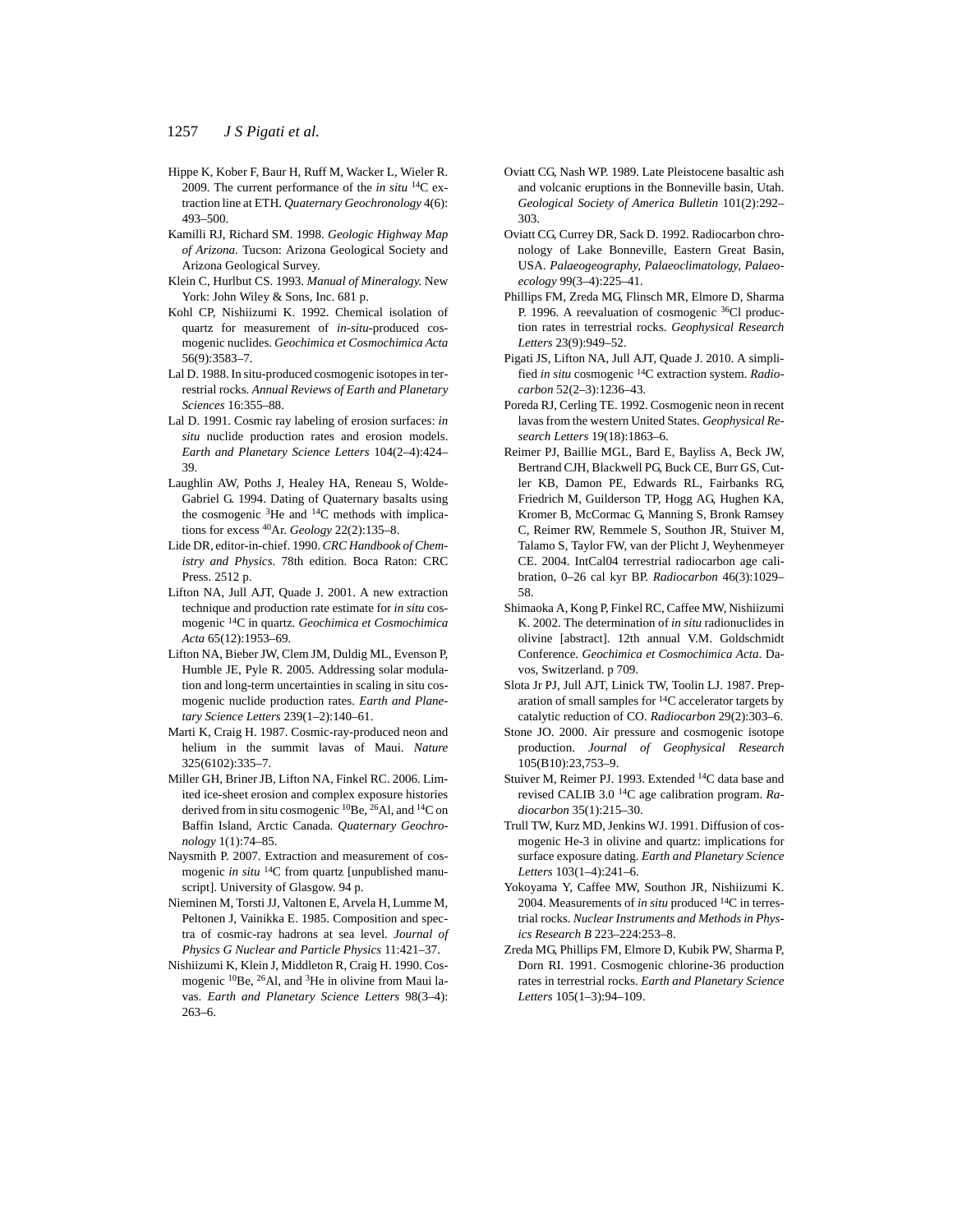Hippe K, Kober F, Baur H, Ruff M, Wacker L, Wieler R. 2009. The current performance of the *in situ* $^{14}$C extraction line at ETH. *Quaternary Geochronology* 4(6): 493–500.

Kamilli RJ, Richard SM. 1998. *Geologic Highway Map of Arizona*. Tucson: Arizona Geological Society and Arizona Geological Survey.

Klein C, Hurlbut CS. 1993. *Manual of Mineralogy*. New York: John Wiley & Sons, Inc. 681 p.

Kohl CP, Nishiizumi K. 1992. Chemical isolation of quartz for measurement of *in-situ*-produced cosmogenic nuclides. *Geochimica et Cosmochimica Acta* 56(9):3583–7.

Lal D. 1988. In situ-produced cosmogenic isotopes in terrestrial rocks. *Annual Reviews of Earth and Planetary Sciences* 16:355–88.

Lal D. 1991. Cosmic ray labeling of erosion surfaces: *in situ* nuclide production rates and erosion models. *Earth and Planetary Science Letters* 104(2–4):424–39.

Laughlin AW, Poths J, Healey HA, Reneau S, WoldeGabriel G. 1994. Dating of Quaternary basalts using the cosmogenic $^{3}$He and $^{14}$C methods with implications for excess $^{40}$Ar. *Geology* 22(2):135–8.

Lide DR, editor-in-chief. 1990. *CRC Handbook of Chemistry and Physics*. 78th edition. Boca Raton: CRC Press. 2512 p.

Lifton NA, Jull AJT, Quade J. 2001. A new extraction technique and production rate estimate for *in situ* cosmogenic $^{14}$C in quartz. *Geochimica et Cosmochimica Acta* 65(12):1953–69.

Lifton NA, Bieber JW, Clem JM, Duldig ML, Evenson P, Humble JE, Pyle R. 2005. Addressing solar modulation and long-term uncertainties in scaling in situ cosmogenic nuclide production rates. *Earth and Planetary Science Letters* 239(1–2):140–61.

Marti K, Craig H. 1987. Cosmic-ray-produced neon and helium in the summit lavas of Maui. *Nature* 325(6102):335–7.

Miller GH, Briner JB, Lifton NA, Finkel RC. 2006. Limited ice-sheet erosion and complex exposure histories derived from in situ cosmogenic $^{10}$Be, $^{26}$Al, and $^{14}$C on Baffin Island, Arctic Canada. *Quaternary Geochronology* 1(1):74–85.

Naysmith P. 2007. Extraction and measurement of cosmogenic *in situ* $^{14}$C from quartz [unpublished manuscript]. University of Glasgow. 94 p.

Nieminen M, Torsti JJ, Valtonen E, Arvela H, Lumme M, Peltonen J, Vainikka E. 1985. Composition and spectra of cosmic-ray hadrons at sea level. *Journal of Physics G Nuclear and Particle Physics* 11:421–37.

Nishiizumi K, Klein J, Middleton R, Craig H. 1990. Cosmogenic $^{10}$Be, $^{26}$Al, and $^{3}$He in olivine from Maui lavas. *Earth and Planetary Science Letters* 98(3–4): 263–6.

Oviatt CG, Nash WP. 1989. Late Pleistocene basaltic ash and volcanic eruptions in the Bonneville basin, Utah. *Geological Society of America Bulletin* 101(2):292–303.

Oviatt CG, Currey DR, Sack D. 1992. Radiocarbon chronology of Lake Bonneville, Eastern Great Basin, USA. *Palaeogeography, Palaeoclimatology, Palaeoecology* 99(3–4):225–41.

Phillips FM, Zreda MG, Flinsch MR, Elmore D, Sharma P. 1996. A reevaluation of cosmogenic $^{36}$Cl production rates in terrestrial rocks. *Geophysical Research Letters* 23(9):949–52.

Pigati JS, Lifton NA, Jull AJT, Quade J. 2010. A simplified *in situ* cosmogenic $^{14}$C extraction system. *Radiocarbon* 52(2–3):1236–43.

Poreda RJ, Cerling TE. 1992. Cosmogenic neon in recent lavas from the western United States. *Geophysical Research Letters* 19(18):1863–6.

Reimer PJ, Baillie MGL, Bard E, Bayliss A, Beck JW, Bertrand CJH, Blackwell PG, Buck CE, Burr GS, Cutler KB, Damon PE, Edwards RL, Fairbanks RG, Friedrich M, Guilderson TP, Hogg AG, Hughen KA, Kromer B, McCormac G, Manning S, Bronk Ramsey C, Reimer RW, Remmele S, Southon JR, Stuiver M, Talamo S, Taylor FW, van der Plicht J, Weyhenmeyer CE. 2004. IntCal04 terrestrial radiocarbon age calibration, 0–26 cal kyr BP. *Radiocarbon* 46(3):1029–58.

Shimaoka A, Kong P, Finkel RC, Caffee MW, Nishiizumi K. 2002. The determination of *in situ* radionuclides in olivine [abstract]. 12th annual V.M. Goldschmidt Conference. *Geochimica et Cosmochimica Acta*. Davos, Switzerland. p 709.

Slota Jr PJ, Jull AJT, Linick TW, Toolin LJ. 1987. Preparation of small samples for $^{14}$C accelerator targets by catalytic reduction of CO. *Radiocarbon* 29(2):303–6.

Stone JO. 2000. Air pressure and cosmogenic isotope production. *Journal of Geophysical Research* 105(B10):23,753–9.

Stuiver M, Reimer PJ. 1993. Extended $^{14}$C data base and revised CALIB 3.0 $^{14}$C age calibration program. *Radiocarbon* 35(1):215–30.

Trull TW, Kurz MD, Jenkins WJ. 1991. Diffusion of cosmogenic He-3 in olivine and quartz: implications for surface exposure dating. *Earth and Planetary Science Letters* 103(1–4):241–6.

Yokoyama Y, Caffee MW, Southon JR, Nishiizumi K. 2004. Measurements of *in situ* produced $^{14}$C in terrestrial rocks. *Nuclear Instruments and Methods in Physics Research B* 223–224:253–8.

Zreda MG, Phillips FM, Elmore D, Kubik PW, Sharma P, Dorn RI. 1991. Cosmogenic chlorine-36 production rates in terrestrial rocks. *Earth and Planetary Science Letters* 105(1–3):94–109.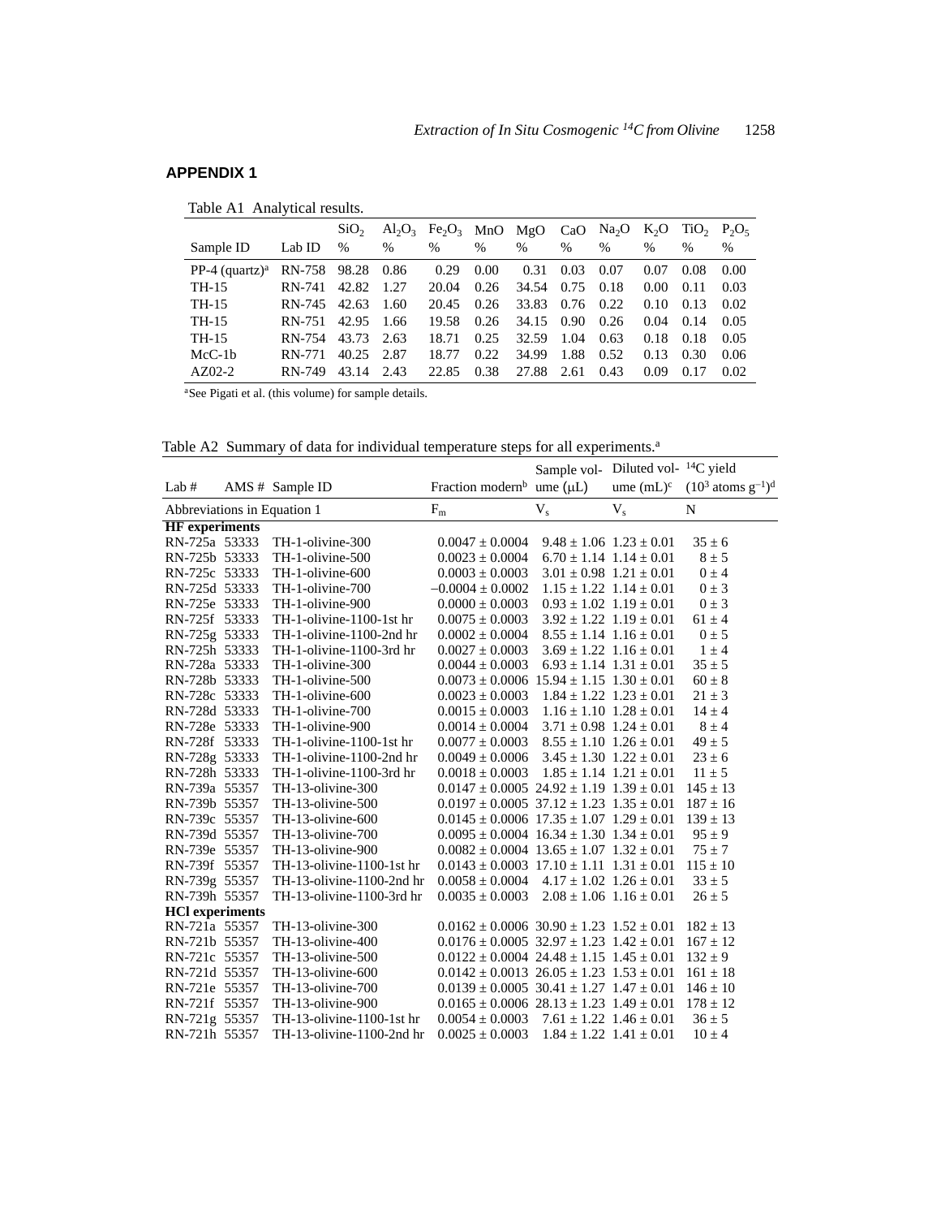## APPENDIX 1

Table A1 Analytical results.

| Sample ID | Lab ID | $SiO_2$ % | $Al_2O_3$ % | $Fe_2O_3$ % | MnO % | MgO % | CaO % | $Na_2O$ % | $K_2O$ % | $TiO_2$ % | $P_2O_5$ % |
|---|---|---|---|---|---|---|---|---|---|---|---|
| PP-4 (quartz)[a] | RN-758 | 98.28 | 0.86 | 0.29 | 0.00 | 0.31 | 0.03 | 0.07 | 0.07 | 0.08 | 0.00 |
| TH-15 | RN-741 | 42.82 | 1.27 | 20.04 | 0.26 | 34.54 | 0.75 | 0.18 | 0.00 | 0.11 | 0.03 |
| TH-15 | RN-745 | 42.63 | 1.60 | 20.45 | 0.26 | 33.83 | 0.76 | 0.22 | 0.10 | 0.13 | 0.02 |
| TH-15 | RN-751 | 42.95 | 1.66 | 19.58 | 0.26 | 34.15 | 0.90 | 0.26 | 0.04 | 0.14 | 0.05 |
| TH-15 | RN-754 | 43.73 | 2.63 | 18.71 | 0.25 | 32.59 | 1.04 | 0.63 | 0.18 | 0.18 | 0.05 |
| McC-1b | RN-771 | 40.25 | 2.87 | 18.77 | 0.22 | 34.99 | 1.88 | 0.52 | 0.13 | 0.30 | 0.06 |
| AZ02-2 | RN-749 | 43.14 | 2.43 | 22.85 | 0.38 | 27.88 | 2.61 | 0.43 | 0.09 | 0.17 | 0.02 |

[a]See Pigati et al. (this volume) for sample details.

Table A2 Summary of data for individual temperature steps for all experiments.[a]

| Lab # | AMS # | Sample ID | Fraction modern[b] | Sample volume (μL) | Diluted volume (mL)[c] | $^{14}C$ yield ($10^3$ atoms $g^{-1}$)[d] |
|---|---|---|---|---|---|---|
| Abbreviations in Equation 1 | | | $F_m$ | $V_s$ | $V_s$ | N |
| **HF experiments** | | | | | | |
| RN-725a | 53333 | TH-1-olivine-300 | 0.0047 ± 0.0004 | 9.48 ± 1.06 | 1.23 ± 0.01 | 35 ± 6 |
| RN-725b | 53333 | TH-1-olivine-500 | 0.0023 ± 0.0004 | 6.70 ± 1.14 | 1.14 ± 0.01 | 8 ± 5 |
| RN-725c | 53333 | TH-1-olivine-600 | 0.0003 ± 0.0003 | 3.01 ± 0.98 | 1.21 ± 0.01 | 0 ± 4 |
| RN-725d | 53333 | TH-1-olivine-700 | −0.0004 ± 0.0002 | 1.15 ± 1.22 | 1.14 ± 0.01 | 0 ± 3 |
| RN-725e | 53333 | TH-1-olivine-900 | 0.0000 ± 0.0003 | 0.93 ± 1.02 | 1.19 ± 0.01 | 0 ± 3 |
| RN-725f | 53333 | TH-1-olivine-1100-1st hr | 0.0075 ± 0.0003 | 3.92 ± 1.22 | 1.19 ± 0.01 | 61 ± 4 |
| RN-725g | 53333 | TH-1-olivine-1100-2nd hr | 0.0002 ± 0.0004 | 8.55 ± 1.14 | 1.16 ± 0.01 | 0 ± 5 |
| RN-725h | 53333 | TH-1-olivine-1100-3rd hr | 0.0027 ± 0.0003 | 3.69 ± 1.22 | 1.16 ± 0.01 | 1 ± 4 |
| RN-728a | 53333 | TH-1-olivine-300 | 0.0044 ± 0.0003 | 6.93 ± 1.14 | 1.31 ± 0.01 | 35 ± 5 |
| RN-728b | 53333 | TH-1-olivine-500 | 0.0073 ± 0.0006 | 15.94 ± 1.15 | 1.30 ± 0.01 | 60 ± 8 |
| RN-728c | 53333 | TH-1-olivine-600 | 0.0023 ± 0.0003 | 1.84 ± 1.22 | 1.23 ± 0.01 | 21 ± 3 |
| RN-728d | 53333 | TH-1-olivine-700 | 0.0015 ± 0.0003 | 1.16 ± 1.10 | 1.28 ± 0.01 | 14 ± 4 |
| RN-728e | 53333 | TH-1-olivine-900 | 0.0014 ± 0.0004 | 3.71 ± 0.98 | 1.24 ± 0.01 | 8 ± 4 |
| RN-728f | 53333 | TH-1-olivine-1100-1st hr | 0.0077 ± 0.0003 | 8.55 ± 1.10 | 1.26 ± 0.01 | 49 ± 5 |
| RN-728g | 53333 | TH-1-olivine-1100-2nd hr | 0.0049 ± 0.0006 | 3.45 ± 1.30 | 1.22 ± 0.01 | 23 ± 6 |
| RN-728h | 53333 | TH-1-olivine-1100-3rd hr | 0.0018 ± 0.0003 | 1.85 ± 1.14 | 1.21 ± 0.01 | 11 ± 5 |
| RN-739a | 55357 | TH-13-olivine-300 | 0.0147 ± 0.0005 | 24.92 ± 1.19 | 1.39 ± 0.01 | 145 ± 13 |
| RN-739b | 55357 | TH-13-olivine-500 | 0.0197 ± 0.0005 | 37.12 ± 1.23 | 1.35 ± 0.01 | 187 ± 16 |
| RN-739c | 55357 | TH-13-olivine-600 | 0.0145 ± 0.0006 | 17.35 ± 1.07 | 1.29 ± 0.01 | 139 ± 13 |
| RN-739d | 55357 | TH-13-olivine-700 | 0.0095 ± 0.0004 | 16.34 ± 1.30 | 1.34 ± 0.01 | 95 ± 9 |
| RN-739e | 55357 | TH-13-olivine-900 | 0.0082 ± 0.0004 | 13.65 ± 1.07 | 1.32 ± 0.01 | 75 ± 7 |
| RN-739f | 55357 | TH-13-olivine-1100-1st hr | 0.0143 ± 0.0003 | 17.10 ± 1.11 | 1.31 ± 0.01 | 115 ± 10 |
| RN-739g | 55357 | TH-13-olivine-1100-2nd hr | 0.0058 ± 0.0004 | 4.17 ± 1.02 | 1.26 ± 0.01 | 33 ± 5 |
| RN-739h | 55357 | TH-13-olivine-1100-3rd hr | 0.0035 ± 0.0003 | 2.08 ± 1.06 | 1.16 ± 0.01 | 26 ± 5 |
| **HCl experiments** | | | | | | |
| RN-721a | 55357 | TH-13-olivine-300 | 0.0162 ± 0.0006 | 30.90 ± 1.23 | 1.52 ± 0.01 | 182 ± 13 |
| RN-721b | 55357 | TH-13-olivine-400 | 0.0176 ± 0.0005 | 32.97 ± 1.23 | 1.42 ± 0.01 | 167 ± 12 |
| RN-721c | 55357 | TH-13-olivine-500 | 0.0122 ± 0.0004 | 24.48 ± 1.15 | 1.45 ± 0.01 | 132 ± 9 |
| RN-721d | 55357 | TH-13-olivine-600 | 0.0142 ± 0.0013 | 26.05 ± 1.23 | 1.53 ± 0.01 | 161 ± 18 |
| RN-721e | 55357 | TH-13-olivine-700 | 0.0139 ± 0.0005 | 30.41 ± 1.27 | 1.47 ± 0.01 | 146 ± 10 |
| RN-721f | 55357 | TH-13-olivine-900 | 0.0165 ± 0.0006 | 28.13 ± 1.23 | 1.49 ± 0.01 | 178 ± 12 |
| RN-721g | 55357 | TH-13-olivine-1100-1st hr | 0.0054 ± 0.0003 | 7.61 ± 1.22 | 1.46 ± 0.01 | 36 ± 5 |
| RN-721h | 55357 | TH-13-olivine-1100-2nd hr | 0.0025 ± 0.0003 | 1.84 ± 1.22 | 1.41 ± 0.01 | 10 ± 4 |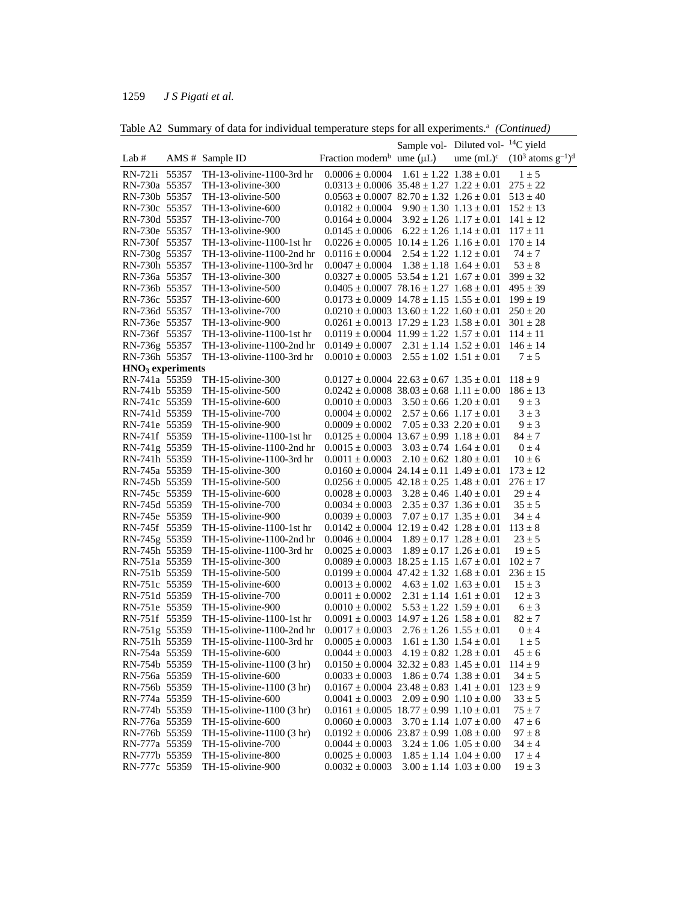Table A2 Summary of data for individual temperature steps for all experiments.[a] *(Continued)*

| Lab # | AMS # | Sample ID | Fraction modern[b] | Sample volume (μL) | Diluted volume (mL)[c] | $^{14}C$ yield ($10^3$ atoms $g^{-1}$)[d] |
|---|---|---|---|---|---|---|
| RN-721i | 55357 | TH-13-olivine-1100-3rd hr | 0.0006 ± 0.0004 | 1.61 ± 1.22 | 1.38 ± 0.01 | 1 ± 5 |
| RN-730a | 55357 | TH-13-olivine-300 | 0.0313 ± 0.0006 | 35.48 ± 1.27 | 1.22 ± 0.01 | 275 ± 22 |
| RN-730b | 55357 | TH-13-olivine-500 | 0.0563 ± 0.0007 | 82.70 ± 1.32 | 1.26 ± 0.01 | 513 ± 40 |
| RN-730c | 55357 | TH-13-olivine-600 | 0.0182 ± 0.0004 | 9.90 ± 1.30 | 1.13 ± 0.01 | 152 ± 13 |
| RN-730d | 55357 | TH-13-olivine-700 | 0.0164 ± 0.0004 | 3.92 ± 1.26 | 1.17 ± 0.01 | 141 ± 12 |
| RN-730e | 55357 | TH-13-olivine-900 | 0.0145 ± 0.0006 | 6.22 ± 1.26 | 1.14 ± 0.01 | 117 ± 11 |
| RN-730f | 55357 | TH-13-olivine-1100-1st hr | 0.0226 ± 0.0005 | 10.14 ± 1.26 | 1.16 ± 0.01 | 170 ± 14 |
| RN-730g | 55357 | TH-13-olivine-1100-2nd hr | 0.0116 ± 0.0004 | 2.54 ± 1.22 | 1.12 ± 0.01 | 74 ± 7 |
| RN-730h | 55357 | TH-13-olivine-1100-3rd hr | 0.0047 ± 0.0004 | 1.38 ± 1.18 | 1.64 ± 0.01 | 53 ± 8 |
| RN-736a | 55357 | TH-13-olivine-300 | 0.0327 ± 0.0005 | 53.54 ± 1.21 | 1.67 ± 0.01 | 399 ± 32 |
| RN-736b | 55357 | TH-13-olivine-500 | 0.0405 ± 0.0007 | 78.16 ± 1.27 | 1.68 ± 0.01 | 495 ± 39 |
| RN-736c | 55357 | TH-13-olivine-600 | 0.0173 ± 0.0009 | 14.78 ± 1.15 | 1.55 ± 0.01 | 199 ± 19 |
| RN-736d | 55357 | TH-13-olivine-700 | 0.0210 ± 0.0003 | 13.60 ± 1.22 | 1.60 ± 0.01 | 250 ± 20 |
| RN-736e | 55357 | TH-13-olivine-900 | 0.0261 ± 0.0013 | 17.29 ± 1.23 | 1.58 ± 0.01 | 301 ± 28 |
| RN-736f | 55357 | TH-13-olivine-1100-1st hr | 0.0119 ± 0.0004 | 11.99 ± 1.22 | 1.57 ± 0.01 | 114 ± 11 |
| RN-736g | 55357 | TH-13-olivine-1100-2nd hr | 0.0149 ± 0.0007 | 2.31 ± 1.14 | 1.52 ± 0.01 | 146 ± 14 |
| RN-736h | 55357 | TH-13-olivine-1100-3rd hr | 0.0010 ± 0.0003 | 2.55 ± 1.02 | 1.51 ± 0.01 | 7 ± 5 |
| **$HNO_3$ experiments** | | | | | | |
| RN-741a | 55359 | TH-15-olivine-300 | 0.0127 ± 0.0004 | 22.63 ± 0.67 | 1.35 ± 0.01 | 118 ± 9 |
| RN-741b | 55359 | TH-15-olivine-500 | 0.0242 ± 0.0008 | 38.03 ± 0.68 | 1.11 ± 0.00 | 186 ± 13 |
| RN-741c | 55359 | TH-15-olivine-600 | 0.0010 ± 0.0003 | 3.50 ± 0.66 | 1.20 ± 0.01 | 9 ± 3 |
| RN-741d | 55359 | TH-15-olivine-700 | 0.0004 ± 0.0002 | 2.57 ± 0.66 | 1.17 ± 0.01 | 3 ± 3 |
| RN-741e | 55359 | TH-15-olivine-900 | 0.0009 ± 0.0002 | 7.05 ± 0.33 | 2.20 ± 0.01 | 9 ± 3 |
| RN-741f | 55359 | TH-15-olivine-1100-1st hr | 0.0125 ± 0.0004 | 13.67 ± 0.99 | 1.18 ± 0.01 | 84 ± 7 |
| RN-741g | 55359 | TH-15-olivine-1100-2nd hr | 0.0015 ± 0.0003 | 3.03 ± 0.74 | 1.64 ± 0.01 | 0 ± 4 |
| RN-741h | 55359 | TH-15-olivine-1100-3rd hr | 0.0011 ± 0.0003 | 2.10 ± 0.62 | 1.80 ± 0.01 | 10 ± 6 |
| RN-745a | 55359 | TH-15-olivine-300 | 0.0160 ± 0.0004 | 24.14 ± 0.11 | 1.49 ± 0.01 | 173 ± 12 |
| RN-745b | 55359 | TH-15-olivine-500 | 0.0256 ± 0.0005 | 42.18 ± 0.25 | 1.48 ± 0.01 | 276 ± 17 |
| RN-745c | 55359 | TH-15-olivine-600 | 0.0028 ± 0.0003 | 3.28 ± 0.46 | 1.40 ± 0.01 | 29 ± 4 |
| RN-745d | 55359 | TH-15-olivine-700 | 0.0034 ± 0.0003 | 2.35 ± 0.37 | 1.36 ± 0.01 | 35 ± 5 |
| RN-745e | 55359 | TH-15-olivine-900 | 0.0039 ± 0.0003 | 7.07 ± 0.17 | 1.35 ± 0.01 | 34 ± 4 |
| RN-745f | 55359 | TH-15-olivine-1100-1st hr | 0.0142 ± 0.0004 | 12.19 ± 0.42 | 1.28 ± 0.01 | 113 ± 8 |
| RN-745g | 55359 | TH-15-olivine-1100-2nd hr | 0.0046 ± 0.0004 | 1.89 ± 0.17 | 1.28 ± 0.01 | 23 ± 5 |
| RN-745h | 55359 | TH-15-olivine-1100-3rd hr | 0.0025 ± 0.0003 | 1.89 ± 0.17 | 1.26 ± 0.01 | 19 ± 5 |
| RN-751a | 55359 | TH-15-olivine-300 | 0.0089 ± 0.0003 | 18.25 ± 1.15 | 1.67 ± 0.01 | 102 ± 7 |
| RN-751b | 55359 | TH-15-olivine-500 | 0.0199 ± 0.0004 | 47.42 ± 1.32 | 1.68 ± 0.01 | 236 ± 15 |
| RN-751c | 55359 | TH-15-olivine-600 | 0.0013 ± 0.0002 | 4.63 ± 1.02 | 1.63 ± 0.01 | 15 ± 3 |
| RN-751d | 55359 | TH-15-olivine-700 | 0.0011 ± 0.0002 | 2.31 ± 1.14 | 1.61 ± 0.01 | 12 ± 3 |
| RN-751e | 55359 | TH-15-olivine-900 | 0.0010 ± 0.0002 | 5.53 ± 1.22 | 1.59 ± 0.01 | 6 ± 3 |
| RN-751f | 55359 | TH-15-olivine-1100-1st hr | 0.0091 ± 0.0003 | 14.97 ± 1.26 | 1.58 ± 0.01 | 82 ± 7 |
| RN-751g | 55359 | TH-15-olivine-1100-2nd hr | 0.0017 ± 0.0003 | 2.76 ± 1.26 | 1.55 ± 0.01 | 0 ± 4 |
| RN-751h | 55359 | TH-15-olivine-1100-3rd hr | 0.0005 ± 0.0003 | 1.61 ± 1.30 | 1.54 ± 0.01 | 1 ± 5 |
| RN-754a | 55359 | TH-15-olivine-600 | 0.0044 ± 0.0003 | 4.19 ± 0.82 | 1.28 ± 0.01 | 45 ± 6 |
| RN-754b | 55359 | TH-15-olivine-1100 (3 hr) | 0.0150 ± 0.0004 | 32.32 ± 0.83 | 1.45 ± 0.01 | 114 ± 9 |
| RN-756a | 55359 | TH-15-olivine-600 | 0.0033 ± 0.0003 | 1.86 ± 0.74 | 1.38 ± 0.01 | 34 ± 5 |
| RN-756b | 55359 | TH-15-olivine-1100 (3 hr) | 0.0167 ± 0.0004 | 23.48 ± 0.83 | 1.41 ± 0.01 | 123 ± 9 |
| RN-774a | 55359 | TH-15-olivine-600 | 0.0041 ± 0.0003 | 2.09 ± 0.90 | 1.10 ± 0.00 | 33 ± 5 |
| RN-774b | 55359 | TH-15-olivine-1100 (3 hr) | 0.0161 ± 0.0005 | 18.77 ± 0.99 | 1.10 ± 0.01 | 75 ± 7 |
| RN-776a | 55359 | TH-15-olivine-600 | 0.0060 ± 0.0003 | 3.70 ± 1.14 | 1.07 ± 0.00 | 47 ± 6 |
| RN-776b | 55359 | TH-15-olivine-1100 (3 hr) | 0.0192 ± 0.0006 | 23.87 ± 0.99 | 1.08 ± 0.00 | 97 ± 8 |
| RN-777a | 55359 | TH-15-olivine-700 | 0.0044 ± 0.0003 | 3.24 ± 1.06 | 1.05 ± 0.00 | 34 ± 4 |
| RN-777b | 55359 | TH-15-olivine-800 | 0.0025 ± 0.0003 | 1.85 ± 1.14 | 1.04 ± 0.00 | 17 ± 4 |
| RN-777c | 55359 | TH-15-olivine-900 | 0.0032 ± 0.0003 | 3.00 ± 1.14 | 1.03 ± 0.00 | 19 ± 3 |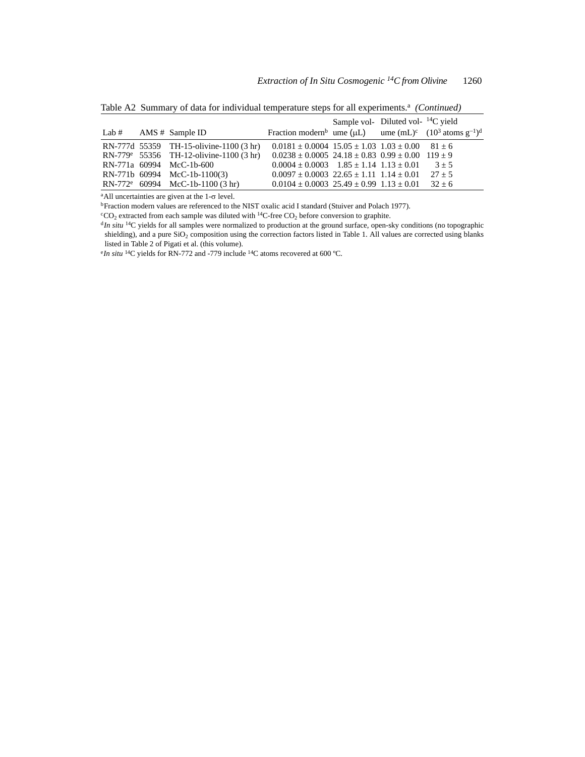Table A2 Summary of data for individual temperature steps for all experiments.[a] *(Continued)*

| Lab # | AMS # | Sample ID | Fraction modern[b] | Sample volume (μL) | Diluted volume (mL)[c] | $^{14}C$ yield ($10^3$ atoms $g^{-1}$)[d] |
|---|---|---|---|---|---|---|
| RN-777d | 55359 | TH-15-olivine-1100 (3 hr) | 0.0181 ± 0.0004 | 15.05 ± 1.03 | 1.03 ± 0.00 | 81 ± 6 |
| RN-779[e] | 55356 | TH-12-olivine-1100 (3 hr) | 0.0238 ± 0.0005 | 24.18 ± 0.83 | 0.99 ± 0.00 | 119 ± 9 |
| RN-771a | 60994 | McC-1b-600 | 0.0004 ± 0.0003 | 1.85 ± 1.14 | 1.13 ± 0.01 | 3 ± 5 |
| RN-771b | 60994 | McC-1b-1100(3) | 0.0097 ± 0.0003 | 22.65 ± 1.11 | 1.14 ± 0.01 | 27 ± 5 |
| RN-772[e] | 60994 | McC-1b-1100 (3 hr) | 0.0104 ± 0.0003 | 25.49 ± 0.99 | 1.13 ± 0.01 | 32 ± 6 |

[a]All uncertainties are given at the 1-σ level.

[b]Fraction modern values are referenced to the NIST oxalic acid I standard (Stuiver and Polach 1977).

[c]$CO_2$ extracted from each sample was diluted with $^{14}C$-free $CO_2$ before conversion to graphite.

[d]*In situ* $^{14}C$ yields for all samples were normalized to production at the ground surface, open-sky conditions (no topographic shielding), and a pure $SiO_2$ composition using the correction factors listed in Table 1. All values are corrected using blanks listed in Table 2 of Pigati et al. (this volume).

[e]*In situ* $^{14}C$ yields for RN-772 and -779 include $^{14}C$ atoms recovered at 600 ºC.